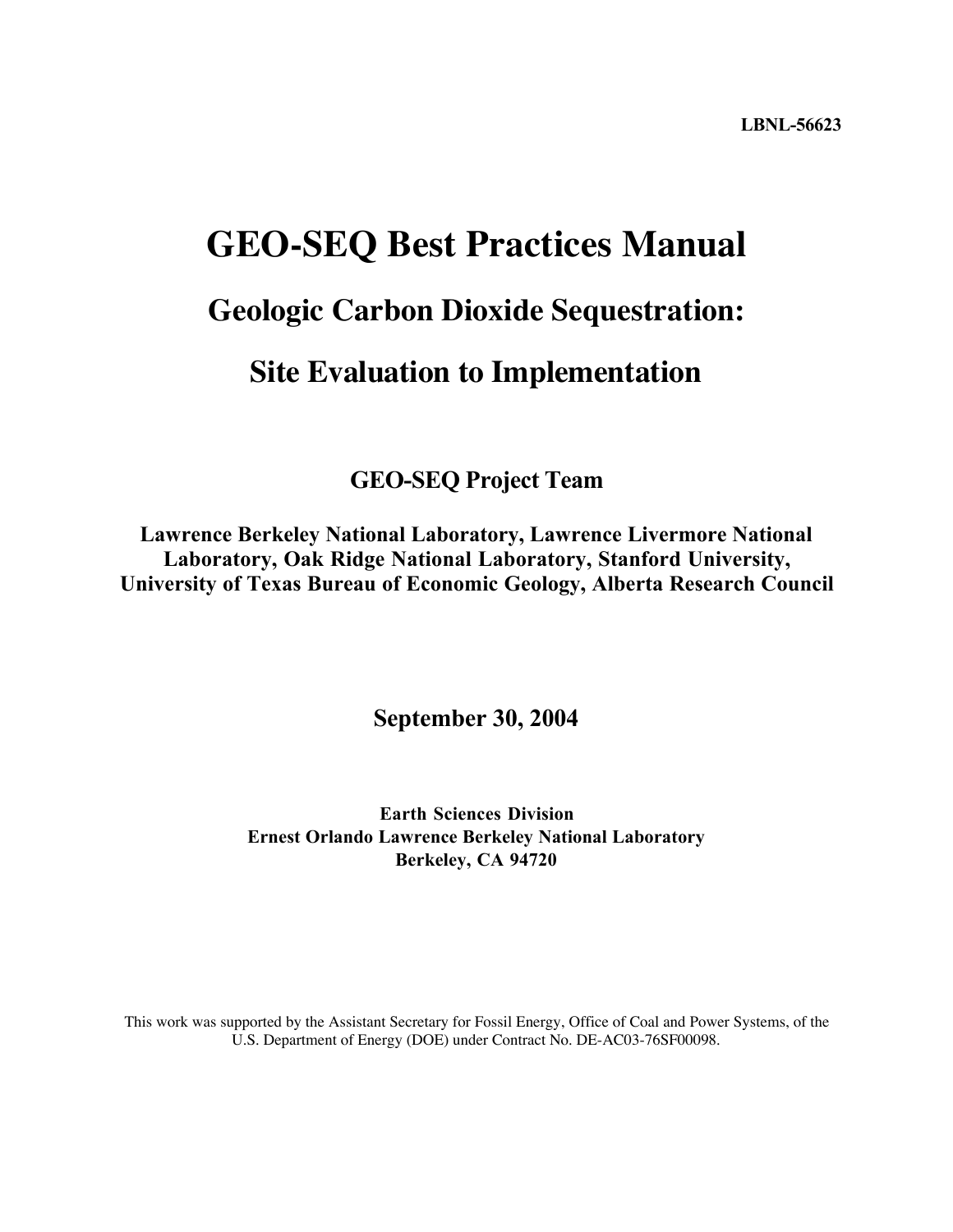LBNL-56623

# GEO-SEQ Best Practices Manual

## Geologic Carbon Dioxide Sequestration:

## Site Evaluation to Implementation

**GEO-SEQ Project Team**

**Lawrence Berkeley National Laboratory, Lawrence Livermore National Laboratory, Oak Ridge National Laboratory, Stanford University, University of Texas Bureau of Economic Geology, Alberta Research Council**

**September 30, 2004**

**Earth Sciences Division**
**Ernest Orlando Lawrence Berkeley National Laboratory**
**Berkeley, CA 94720**

This work was supported by the Assistant Secretary for Fossil Energy, Office of Coal and Power Systems, of the U.S. Department of Energy (DOE) under Contract No. DE-AC03-76SF00098.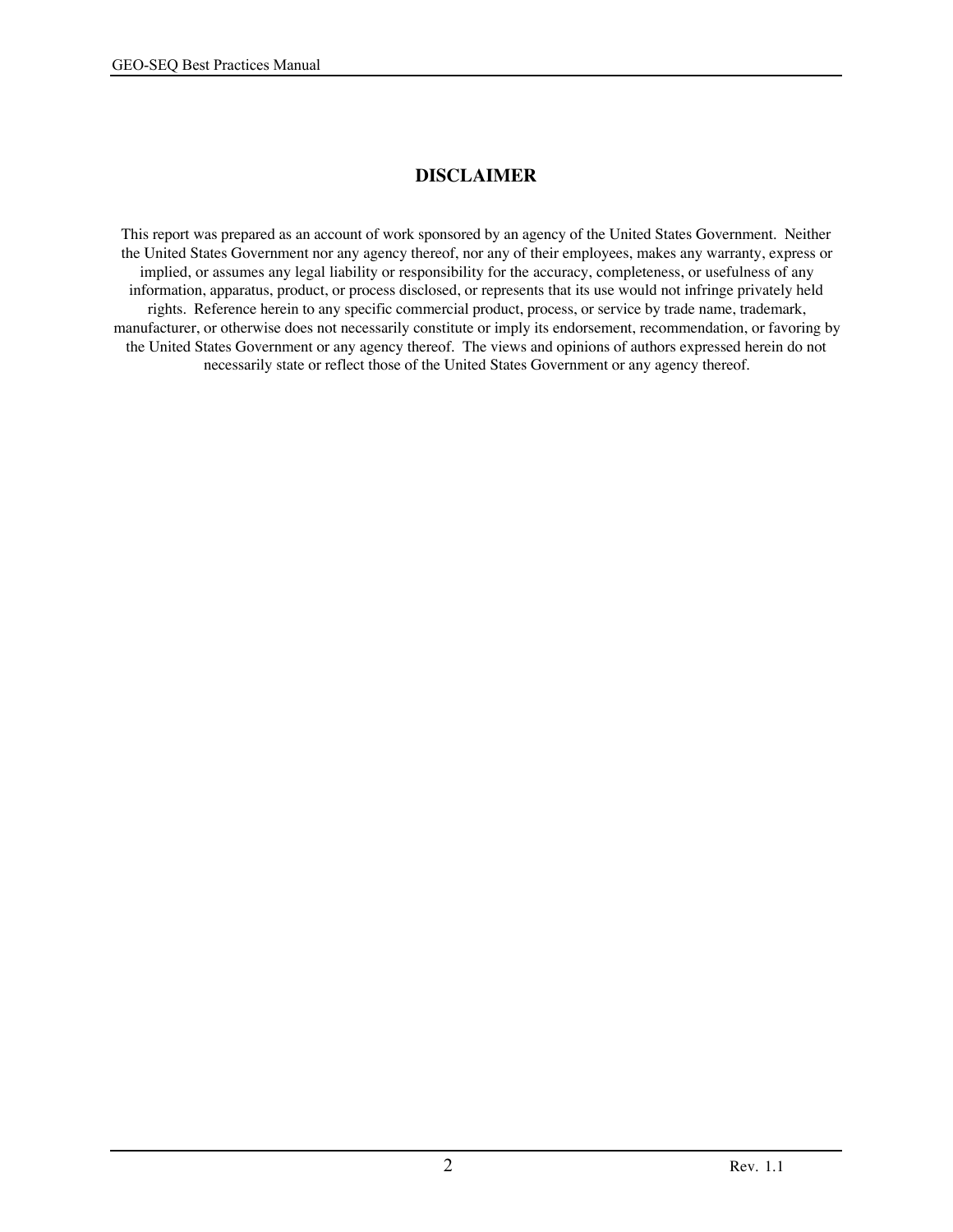# DISCLAIMER

This report was prepared as an account of work sponsored by an agency of the United States Government. Neither the United States Government nor any agency thereof, nor any of their employees, makes any warranty, express or implied, or assumes any legal liability or responsibility for the accuracy, completeness, or usefulness of any information, apparatus, product, or process disclosed, or represents that its use would not infringe privately held rights. Reference herein to any specific commercial product, process, or service by trade name, trademark, manufacturer, or otherwise does not necessarily constitute or imply its endorsement, recommendation, or favoring by the United States Government or any agency thereof. The views and opinions of authors expressed herein do not necessarily state or reflect those of the United States Government or any agency thereof.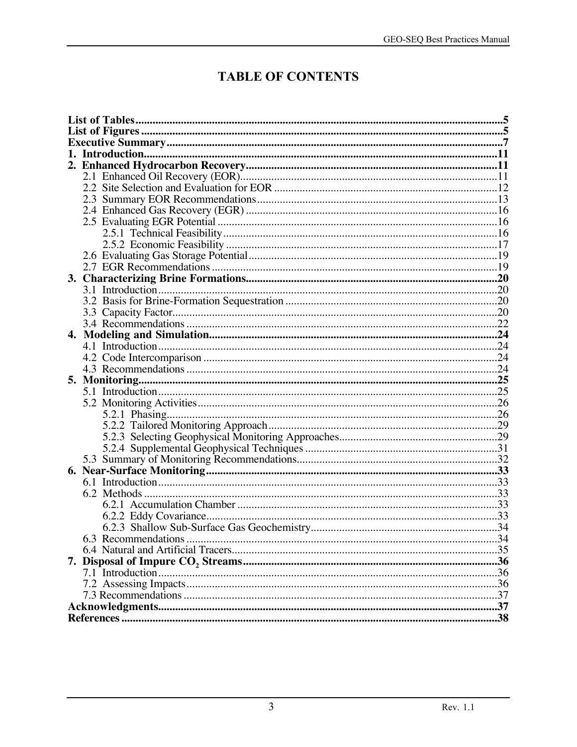# TABLE OF CONTENTS

**List of Tables** .......... 5
**List of Figures** .......... 5
**Executive Summary** .......... 7
**1. Introduction** .......... 11
**2. Enhanced Hydrocarbon Recovery** .......... 11
- 2.1 Enhanced Oil Recovery (EOR) .......... 11
- 2.2 Site Selection and Evaluation for EOR .......... 12
- 2.3 Summary EOR Recommendations .......... 13
- 2.4 Enhanced Gas Recovery (EGR) .......... 16
- 2.5 Evaluating EGR Potential .......... 16
  - 2.5.1 Technical Feasibility .......... 16
  - 2.5.2 Economic Feasibility .......... 17
- 2.6 Evaluating Gas Storage Potential .......... 19
- 2.7 EGR Recommendations .......... 19

**3. Characterizing Brine Formations** .......... 20
- 3.1 Introduction .......... 20
- 3.2 Basis for Brine-Formation Sequestration .......... 20
- 3.3 Capacity Factor .......... 20
- 3.4 Recommendations .......... 22

**4. Modeling and Simulation** .......... 24
- 4.1 Introduction .......... 24
- 4.2 Code Intercomparison .......... 24
- 4.3 Recommendations .......... 24

**5. Monitoring** .......... 25
- 5.1 Introduction .......... 25
- 5.2 Monitoring Activities .......... 26
  - 5.2.1 Phasing .......... 26
  - 5.2.2 Tailored Monitoring Approach .......... 29
  - 5.2.3 Selecting Geophysical Monitoring Approaches .......... 29
  - 5.2.4 Supplemental Geophysical Techniques .......... 31
- 5.3 Summary of Monitoring Recommendations .......... 32

**6. Near-Surface Monitoring** .......... 33
- 6.1 Introduction .......... 33
- 6.2 Methods .......... 33
  - 6.2.1 Accumulation Chamber .......... 33
  - 6.2.2 Eddy Covariance .......... 33
  - 6.2.3 Shallow Sub-Surface Gas Geochemistry .......... 34
- 6.3 Recommendations .......... 34
- 6.4 Natural and Artificial Tracers .......... 35

**7. Disposal of Impure $CO_2$ Streams** .......... 36
- 7.1 Introduction .......... 36
- 7.2 Assessing Impacts .......... 36
- 7.3 Recommendations .......... 37

**Acknowledgments** .......... 37
**References** .......... 38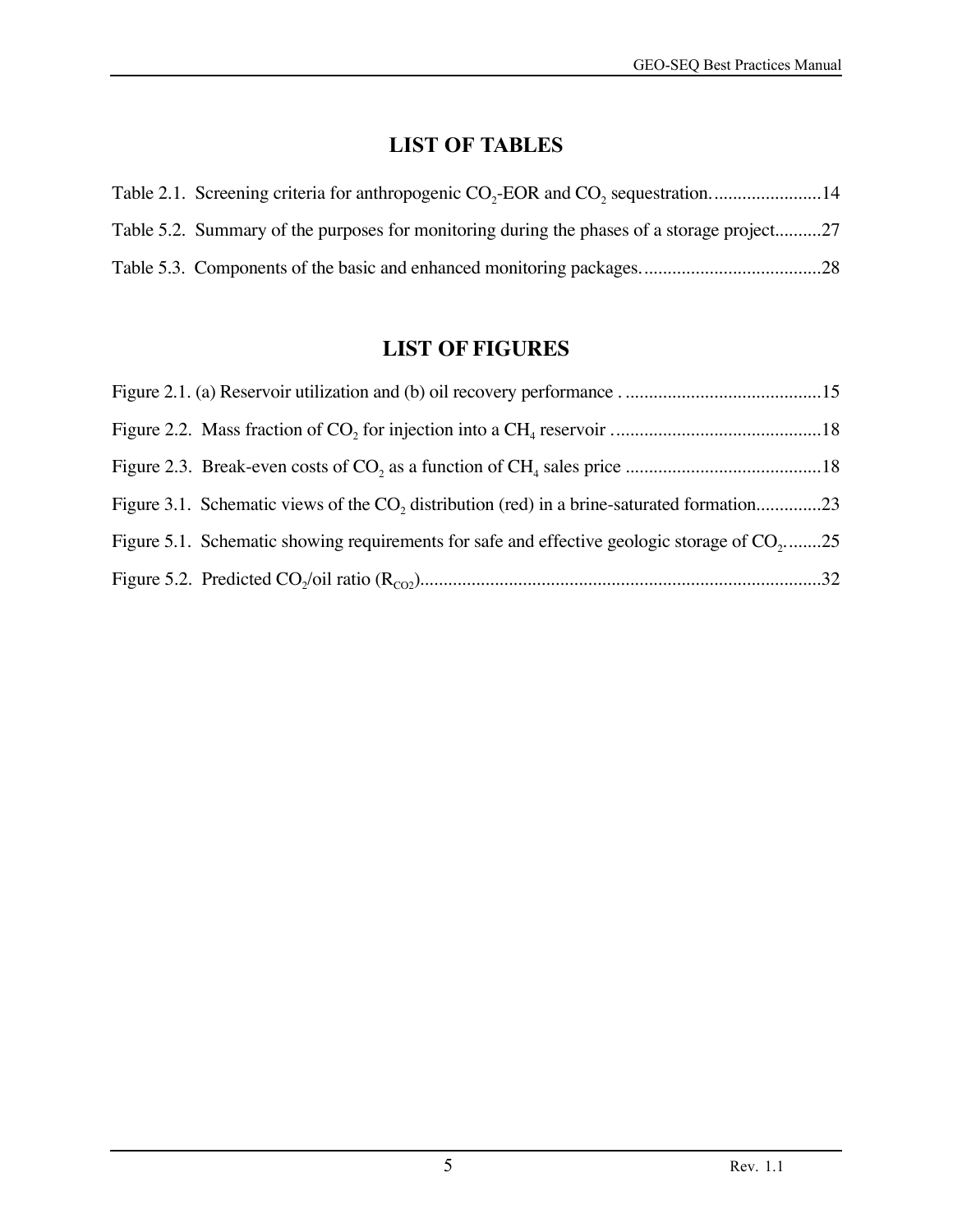## LIST OF TABLES

Table 2.1. Screening criteria for anthropogenic $CO_2$-EOR and $CO_2$ sequestration........................14

Table 5.2. Summary of the purposes for monitoring during the phases of a storage project..........27

Table 5.3. Components of the basic and enhanced monitoring packages.......................................28

## LIST OF FIGURES

Figure 2.1. (a) Reservoir utilization and (b) oil recovery performance . ..........................................15

Figure 2.2. Mass fraction of $CO_2$ for injection into a $CH_4$ reservoir .............................................18

Figure 2.3. Break-even costs of $CO_2$ as a function of $CH_4$ sales price ..........................................18

Figure 3.1. Schematic views of the $CO_2$ distribution (red) in a brine-saturated formation..............23

Figure 5.1. Schematic showing requirements for safe and effective geologic storage of $CO_2$........25

Figure 5.2. Predicted $CO_2$/oil ratio ($R_{CO2}$).......................................................................................32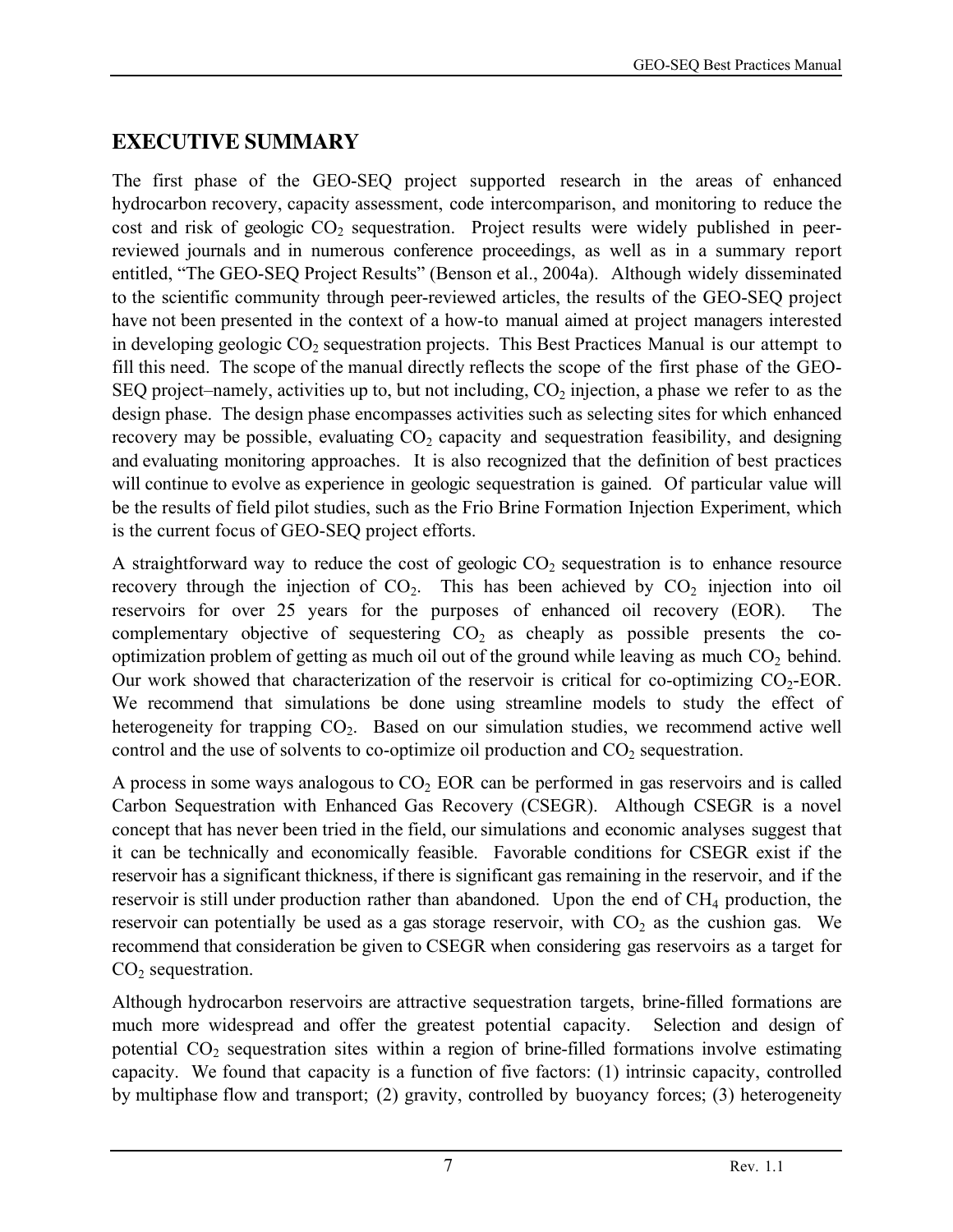## EXECUTIVE SUMMARY

The first phase of the GEO-SEQ project supported research in the areas of enhanced hydrocarbon recovery, capacity assessment, code intercomparison, and monitoring to reduce the cost and risk of geologic $CO_2$ sequestration. Project results were widely published in peer-reviewed journals and in numerous conference proceedings, as well as in a summary report entitled, "The GEO-SEQ Project Results" (Benson et al., 2004a). Although widely disseminated to the scientific community through peer-reviewed articles, the results of the GEO-SEQ project have not been presented in the context of a how-to manual aimed at project managers interested in developing geologic $CO_2$ sequestration projects. This Best Practices Manual is our attempt to fill this need. The scope of the manual directly reflects the scope of the first phase of the GEO-SEQ project–namely, activities up to, but not including, $CO_2$ injection, a phase we refer to as the design phase. The design phase encompasses activities such as selecting sites for which enhanced recovery may be possible, evaluating $CO_2$ capacity and sequestration feasibility, and designing and evaluating monitoring approaches. It is also recognized that the definition of best practices will continue to evolve as experience in geologic sequestration is gained. Of particular value will be the results of field pilot studies, such as the Frio Brine Formation Injection Experiment, which is the current focus of GEO-SEQ project efforts.

A straightforward way to reduce the cost of geologic $CO_2$ sequestration is to enhance resource recovery through the injection of $CO_2$. This has been achieved by $CO_2$ injection into oil reservoirs for over 25 years for the purposes of enhanced oil recovery (EOR). The complementary objective of sequestering $CO_2$ as cheaply as possible presents the co-optimization problem of getting as much oil out of the ground while leaving as much $CO_2$ behind. Our work showed that characterization of the reservoir is critical for co-optimizing $CO_2$-EOR. We recommend that simulations be done using streamline models to study the effect of heterogeneity for trapping $CO_2$. Based on our simulation studies, we recommend active well control and the use of solvents to co-optimize oil production and $CO_2$ sequestration.

A process in some ways analogous to $CO_2$ EOR can be performed in gas reservoirs and is called Carbon Sequestration with Enhanced Gas Recovery (CSEGR). Although CSEGR is a novel concept that has never been tried in the field, our simulations and economic analyses suggest that it can be technically and economically feasible. Favorable conditions for CSEGR exist if the reservoir has a significant thickness, if there is significant gas remaining in the reservoir, and if the reservoir is still under production rather than abandoned. Upon the end of $CH_4$ production, the reservoir can potentially be used as a gas storage reservoir, with $CO_2$ as the cushion gas. We recommend that consideration be given to CSEGR when considering gas reservoirs as a target for $CO_2$ sequestration.

Although hydrocarbon reservoirs are attractive sequestration targets, brine-filled formations are much more widespread and offer the greatest potential capacity. Selection and design of potential $CO_2$ sequestration sites within a region of brine-filled formations involve estimating capacity. We found that capacity is a function of five factors: (1) intrinsic capacity, controlled by multiphase flow and transport; (2) gravity, controlled by buoyancy forces; (3) heterogeneity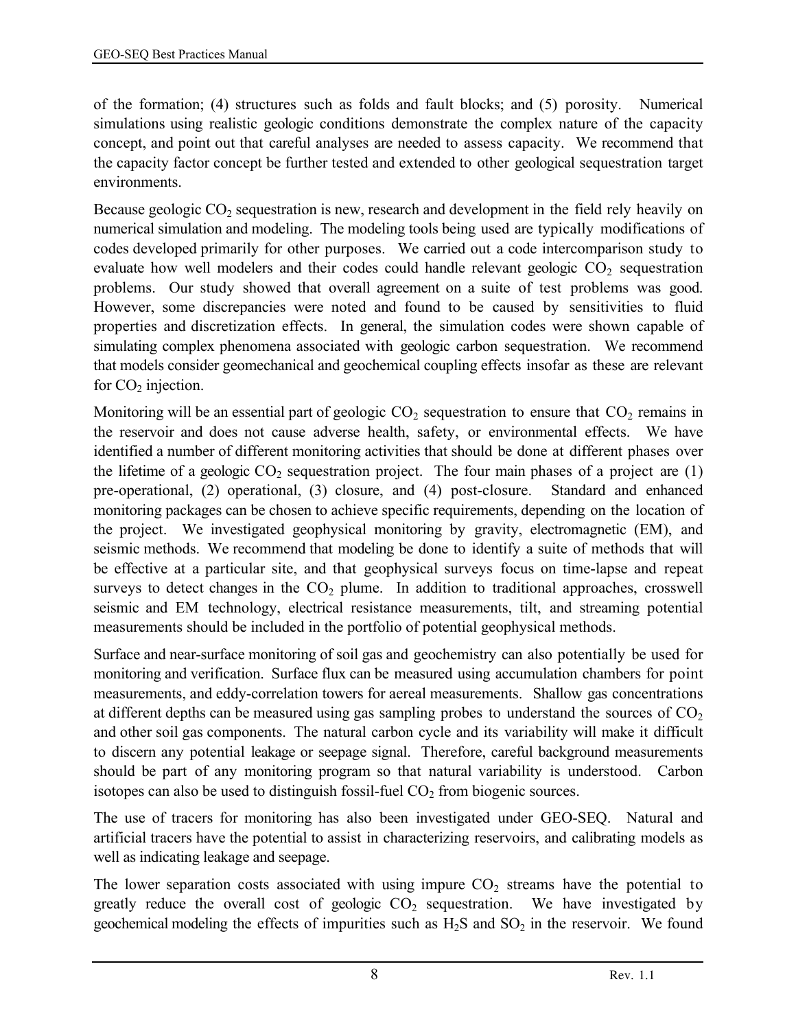of the formation; (4) structures such as folds and fault blocks; and (5) porosity. Numerical simulations using realistic geologic conditions demonstrate the complex nature of the capacity concept, and point out that careful analyses are needed to assess capacity. We recommend that the capacity factor concept be further tested and extended to other geological sequestration target environments.

Because geologic $CO_2$ sequestration is new, research and development in the field rely heavily on numerical simulation and modeling. The modeling tools being used are typically modifications of codes developed primarily for other purposes. We carried out a code intercomparison study to evaluate how well modelers and their codes could handle relevant geologic $CO_2$ sequestration problems. Our study showed that overall agreement on a suite of test problems was good. However, some discrepancies were noted and found to be caused by sensitivities to fluid properties and discretization effects. In general, the simulation codes were shown capable of simulating complex phenomena associated with geologic carbon sequestration. We recommend that models consider geomechanical and geochemical coupling effects insofar as these are relevant for $CO_2$ injection.

Monitoring will be an essential part of geologic $CO_2$ sequestration to ensure that $CO_2$ remains in the reservoir and does not cause adverse health, safety, or environmental effects. We have identified a number of different monitoring activities that should be done at different phases over the lifetime of a geologic $CO_2$ sequestration project. The four main phases of a project are (1) pre-operational, (2) operational, (3) closure, and (4) post-closure. Standard and enhanced monitoring packages can be chosen to achieve specific requirements, depending on the location of the project. We investigated geophysical monitoring by gravity, electromagnetic (EM), and seismic methods. We recommend that modeling be done to identify a suite of methods that will be effective at a particular site, and that geophysical surveys focus on time-lapse and repeat surveys to detect changes in the $CO_2$ plume. In addition to traditional approaches, crosswell seismic and EM technology, electrical resistance measurements, tilt, and streaming potential measurements should be included in the portfolio of potential geophysical methods.

Surface and near-surface monitoring of soil gas and geochemistry can also potentially be used for monitoring and verification. Surface flux can be measured using accumulation chambers for point measurements, and eddy-correlation towers for aereal measurements. Shallow gas concentrations at different depths can be measured using gas sampling probes to understand the sources of $CO_2$ and other soil gas components. The natural carbon cycle and its variability will make it difficult to discern any potential leakage or seepage signal. Therefore, careful background measurements should be part of any monitoring program so that natural variability is understood. Carbon isotopes can also be used to distinguish fossil-fuel $CO_2$ from biogenic sources.

The use of tracers for monitoring has also been investigated under GEO-SEQ. Natural and artificial tracers have the potential to assist in characterizing reservoirs, and calibrating models as well as indicating leakage and seepage.

The lower separation costs associated with using impure $CO_2$ streams have the potential to greatly reduce the overall cost of geologic $CO_2$ sequestration. We have investigated by geochemical modeling the effects of impurities such as $H_2S$ and $SO_2$ in the reservoir. We found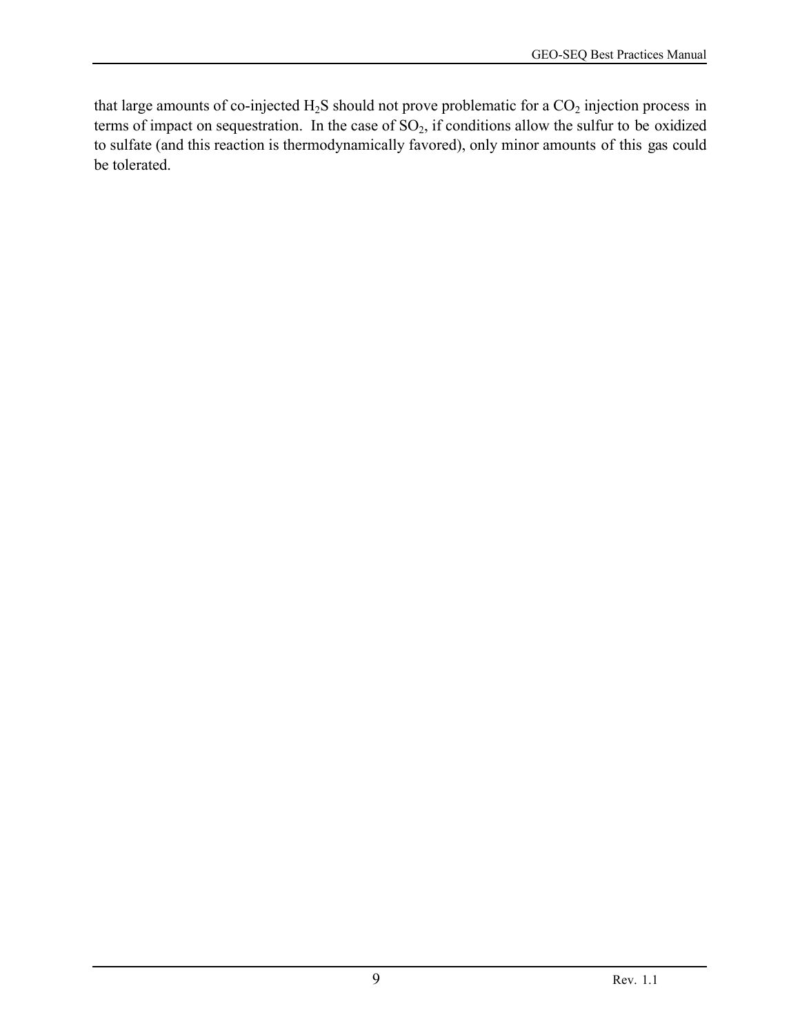that large amounts of co-injected $H_2S$ should not prove problematic for a $CO_2$ injection process in terms of impact on sequestration. In the case of $SO_2$, if conditions allow the sulfur to be oxidized to sulfate (and this reaction is thermodynamically favored), only minor amounts of this gas could be tolerated.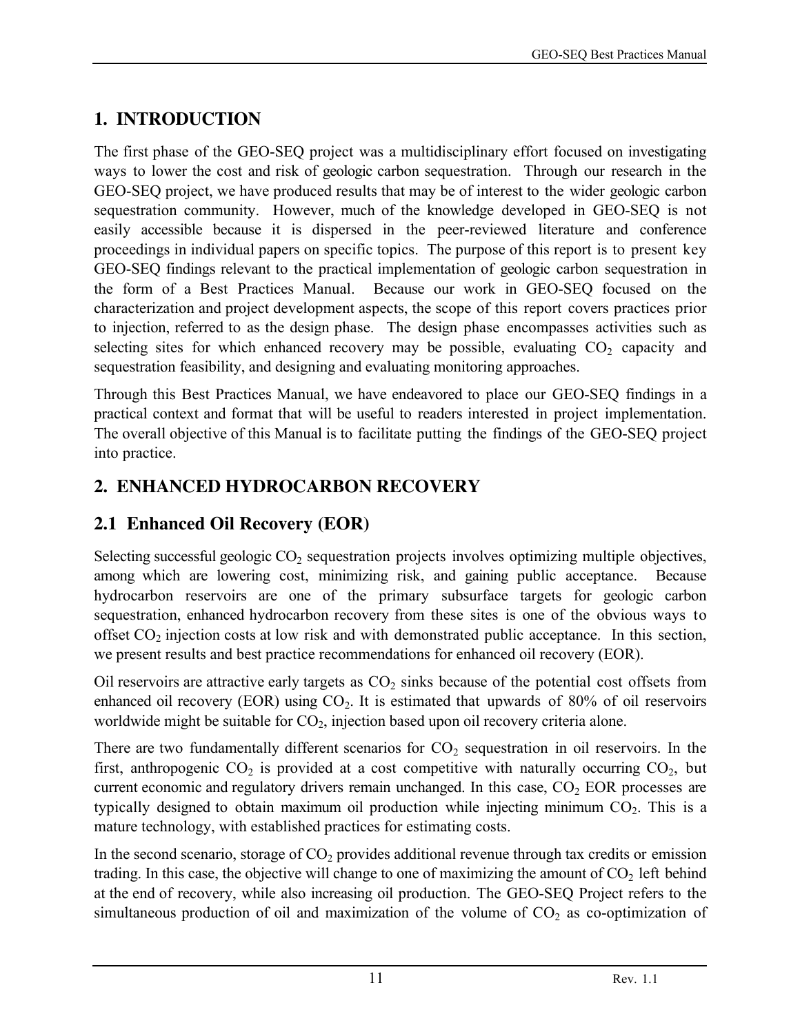# 1. INTRODUCTION

The first phase of the GEO-SEQ project was a multidisciplinary effort focused on investigating ways to lower the cost and risk of geologic carbon sequestration. Through our research in the GEO-SEQ project, we have produced results that may be of interest to the wider geologic carbon sequestration community. However, much of the knowledge developed in GEO-SEQ is not easily accessible because it is dispersed in the peer-reviewed literature and conference proceedings in individual papers on specific topics. The purpose of this report is to present key GEO-SEQ findings relevant to the practical implementation of geologic carbon sequestration in the form of a Best Practices Manual. Because our work in GEO-SEQ focused on the characterization and project development aspects, the scope of this report covers practices prior to injection, referred to as the design phase. The design phase encompasses activities such as selecting sites for which enhanced recovery may be possible, evaluating $CO_2$ capacity and sequestration feasibility, and designing and evaluating monitoring approaches.

Through this Best Practices Manual, we have endeavored to place our GEO-SEQ findings in a practical context and format that will be useful to readers interested in project implementation. The overall objective of this Manual is to facilitate putting the findings of the GEO-SEQ project into practice.

# 2. ENHANCED HYDROCARBON RECOVERY

## 2.1 Enhanced Oil Recovery (EOR)

Selecting successful geologic $CO_2$ sequestration projects involves optimizing multiple objectives, among which are lowering cost, minimizing risk, and gaining public acceptance. Because hydrocarbon reservoirs are one of the primary subsurface targets for geologic carbon sequestration, enhanced hydrocarbon recovery from these sites is one of the obvious ways to offset $CO_2$ injection costs at low risk and with demonstrated public acceptance. In this section, we present results and best practice recommendations for enhanced oil recovery (EOR).

Oil reservoirs are attractive early targets as $CO_2$ sinks because of the potential cost offsets from enhanced oil recovery (EOR) using $CO_2$. It is estimated that upwards of 80% of oil reservoirs worldwide might be suitable for $CO_2$, injection based upon oil recovery criteria alone.

There are two fundamentally different scenarios for $CO_2$ sequestration in oil reservoirs. In the first, anthropogenic $CO_2$ is provided at a cost competitive with naturally occurring $CO_2$, but current economic and regulatory drivers remain unchanged. In this case, $CO_2$ EOR processes are typically designed to obtain maximum oil production while injecting minimum $CO_2$. This is a mature technology, with established practices for estimating costs.

In the second scenario, storage of $CO_2$ provides additional revenue through tax credits or emission trading. In this case, the objective will change to one of maximizing the amount of $CO_2$ left behind at the end of recovery, while also increasing oil production. The GEO-SEQ Project refers to the simultaneous production of oil and maximization of the volume of $CO_2$ as co-optimization of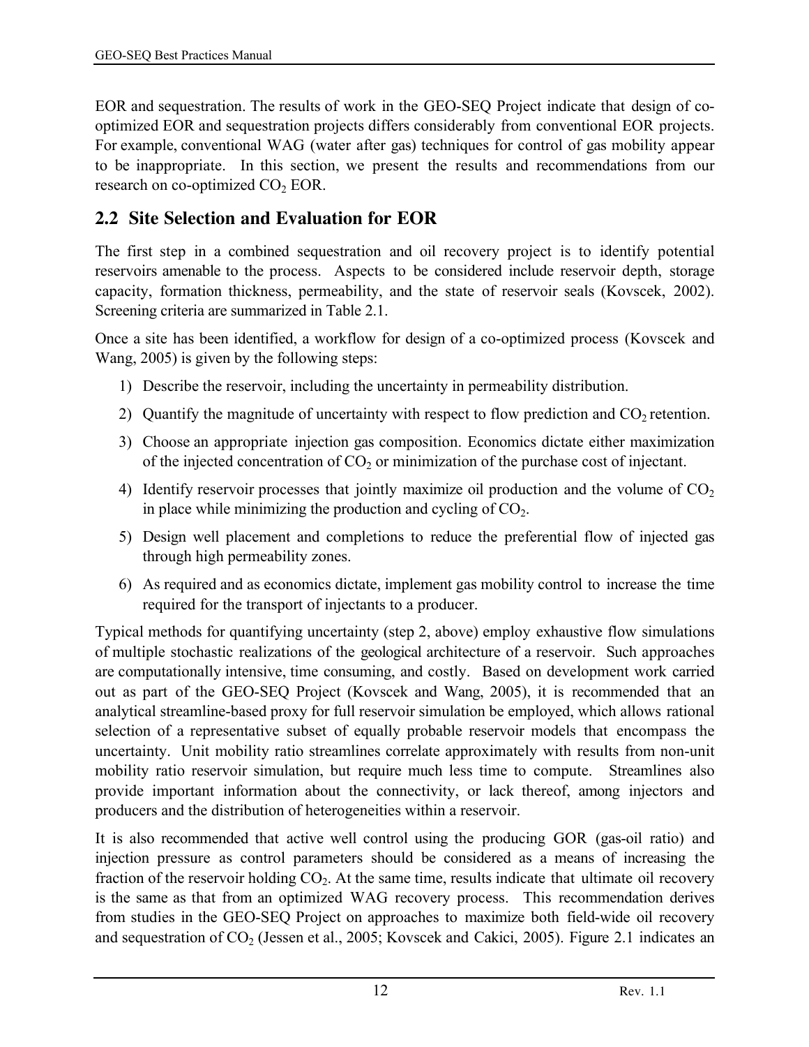EOR and sequestration. The results of work in the GEO-SEQ Project indicate that design of co-optimized EOR and sequestration projects differs considerably from conventional EOR projects. For example, conventional WAG (water after gas) techniques for control of gas mobility appear to be inappropriate. In this section, we present the results and recommendations from our research on co-optimized $CO_2$ EOR.

## 2.2 Site Selection and Evaluation for EOR

The first step in a combined sequestration and oil recovery project is to identify potential reservoirs amenable to the process. Aspects to be considered include reservoir depth, storage capacity, formation thickness, permeability, and the state of reservoir seals (Kovscek, 2002). Screening criteria are summarized in Table 2.1.

Once a site has been identified, a workflow for design of a co-optimized process (Kovscek and Wang, 2005) is given by the following steps:

1) Describe the reservoir, including the uncertainty in permeability distribution.
2) Quantify the magnitude of uncertainty with respect to flow prediction and $CO_2$ retention.
3) Choose an appropriate injection gas composition. Economics dictate either maximization of the injected concentration of $CO_2$ or minimization of the purchase cost of injectant.
4) Identify reservoir processes that jointly maximize oil production and the volume of $CO_2$ in place while minimizing the production and cycling of $CO_2$.
5) Design well placement and completions to reduce the preferential flow of injected gas through high permeability zones.
6) As required and as economics dictate, implement gas mobility control to increase the time required for the transport of injectants to a producer.

Typical methods for quantifying uncertainty (step 2, above) employ exhaustive flow simulations of multiple stochastic realizations of the geological architecture of a reservoir. Such approaches are computationally intensive, time consuming, and costly. Based on development work carried out as part of the GEO-SEQ Project (Kovscek and Wang, 2005), it is recommended that an analytical streamline-based proxy for full reservoir simulation be employed, which allows rational selection of a representative subset of equally probable reservoir models that encompass the uncertainty. Unit mobility ratio streamlines correlate approximately with results from non-unit mobility ratio reservoir simulation, but require much less time to compute. Streamlines also provide important information about the connectivity, or lack thereof, among injectors and producers and the distribution of heterogeneities within a reservoir.

It is also recommended that active well control using the producing GOR (gas-oil ratio) and injection pressure as control parameters should be considered as a means of increasing the fraction of the reservoir holding $CO_2$. At the same time, results indicate that ultimate oil recovery is the same as that from an optimized WAG recovery process. This recommendation derives from studies in the GEO-SEQ Project on approaches to maximize both field-wide oil recovery and sequestration of $CO_2$ (Jessen et al., 2005; Kovscek and Cakici, 2005). Figure 2.1 indicates an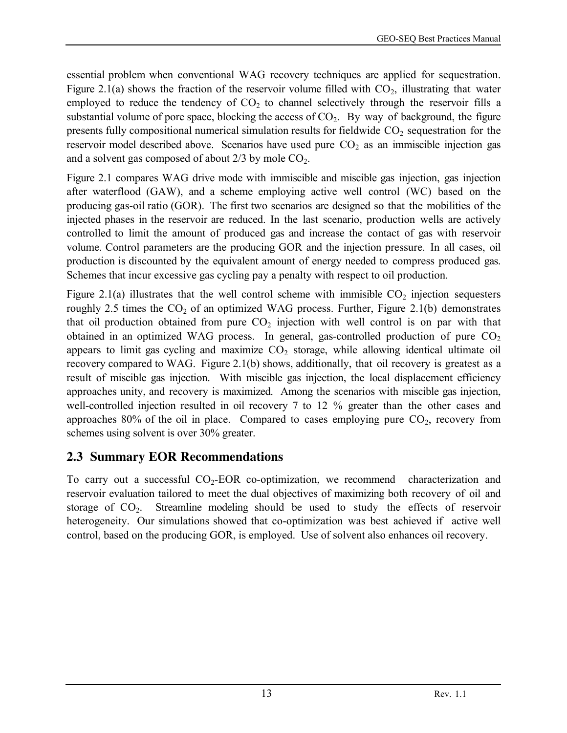essential problem when conventional WAG recovery techniques are applied for sequestration. Figure 2.1(a) shows the fraction of the reservoir volume filled with $CO_2$, illustrating that water employed to reduce the tendency of $CO_2$ to channel selectively through the reservoir fills a substantial volume of pore space, blocking the access of $CO_2$. By way of background, the figure presents fully compositional numerical simulation results for fieldwide $CO_2$ sequestration for the reservoir model described above. Scenarios have used pure $CO_2$ as an immiscible injection gas and a solvent gas composed of about 2/3 by mole $CO_2$.

Figure 2.1 compares WAG drive mode with immiscible and miscible gas injection, gas injection after waterflood (GAW), and a scheme employing active well control (WC) based on the producing gas-oil ratio (GOR). The first two scenarios are designed so that the mobilities of the injected phases in the reservoir are reduced. In the last scenario, production wells are actively controlled to limit the amount of produced gas and increase the contact of gas with reservoir volume. Control parameters are the producing GOR and the injection pressure. In all cases, oil production is discounted by the equivalent amount of energy needed to compress produced gas. Schemes that incur excessive gas cycling pay a penalty with respect to oil production.

Figure 2.1(a) illustrates that the well control scheme with immisible $CO_2$ injection sequesters roughly 2.5 times the $CO_2$ of an optimized WAG process. Further, Figure 2.1(b) demonstrates that oil production obtained from pure $CO_2$ injection with well control is on par with that obtained in an optimized WAG process. In general, gas-controlled production of pure $CO_2$ appears to limit gas cycling and maximize $CO_2$ storage, while allowing identical ultimate oil recovery compared to WAG. Figure 2.1(b) shows, additionally, that oil recovery is greatest as a result of miscible gas injection. With miscible gas injection, the local displacement efficiency approaches unity, and recovery is maximized. Among the scenarios with miscible gas injection, well-controlled injection resulted in oil recovery 7 to 12 % greater than the other cases and approaches 80% of the oil in place. Compared to cases employing pure $CO_2$, recovery from schemes using solvent is over 30% greater.

## 2.3 Summary EOR Recommendations

To carry out a successful $CO_2$-EOR co-optimization, we recommend characterization and reservoir evaluation tailored to meet the dual objectives of maximizing both recovery of oil and storage of $CO_2$. Streamline modeling should be used to study the effects of reservoir heterogeneity. Our simulations showed that co-optimization was best achieved if active well control, based on the producing GOR, is employed. Use of solvent also enhances oil recovery.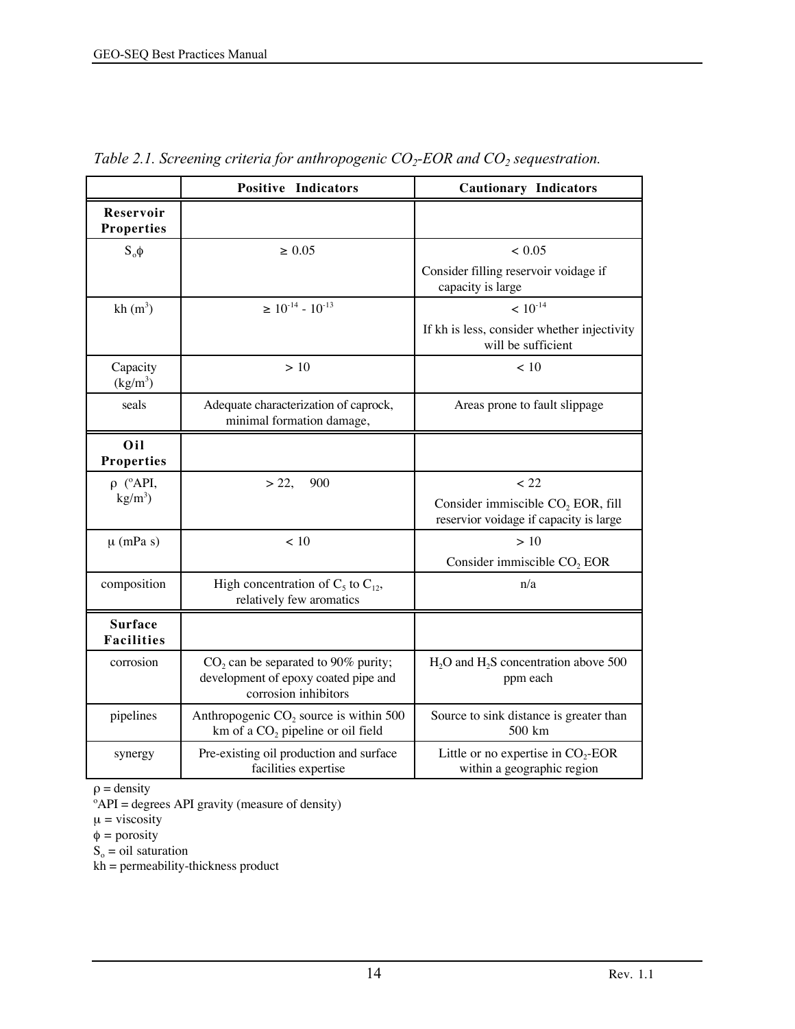*Table 2.1. Screening criteria for anthropogenic $CO_2$-EOR and $CO_2$ sequestration.*

| | **Positive Indicators** | **Cautionary Indicators** |
|---|---|---|
| **Reservoir Properties** | | |
| $S_o\phi$ | $\geq 0.05$ | $< 0.05$<br>Consider filling reservoir voidage if capacity is large |
| kh ($m^3$) | $\geq 10^{-14}$ - $10^{-13}$ | $< 10^{-14}$<br>If kh is less, consider whether injectivity will be sufficient |
| Capacity ($kg/m^3$) | $> 10$ | $< 10$ |
| seals | Adequate characterization of caprock, minimal formation damage, | Areas prone to fault slippage |
| **Oil Properties** | | |
| $\rho$ (°API, $kg/m^3$) | $> 22$, 900 | $< 22$<br>Consider immiscible $CO_2$ EOR, fill reservior voidage if capacity is large |
| $\mu$ (mPa s) | $< 10$ | $> 10$<br>Consider immiscible $CO_2$ EOR |
| composition | High concentration of $C_5$ to $C_{12}$, relatively few aromatics | n/a |
| **Surface Facilities** | | |
| corrosion | $CO_2$ can be separated to 90% purity; development of epoxy coated pipe and corrosion inhibitors | $H_2O$ and $H_2S$ concentration above 500 ppm each |
| pipelines | Anthropogenic $CO_2$ source is within 500 km of a $CO_2$ pipeline or oil field | Source to sink distance is greater than 500 km |
| synergy | Pre-existing oil production and surface facilities expertise | Little or no expertise in $CO_2$-EOR within a geographic region |

$\rho$ = density
°API = degrees API gravity (measure of density)
$\mu$ = viscosity
$\phi$ = porosity
$S_o$ = oil saturation
kh = permeability-thickness product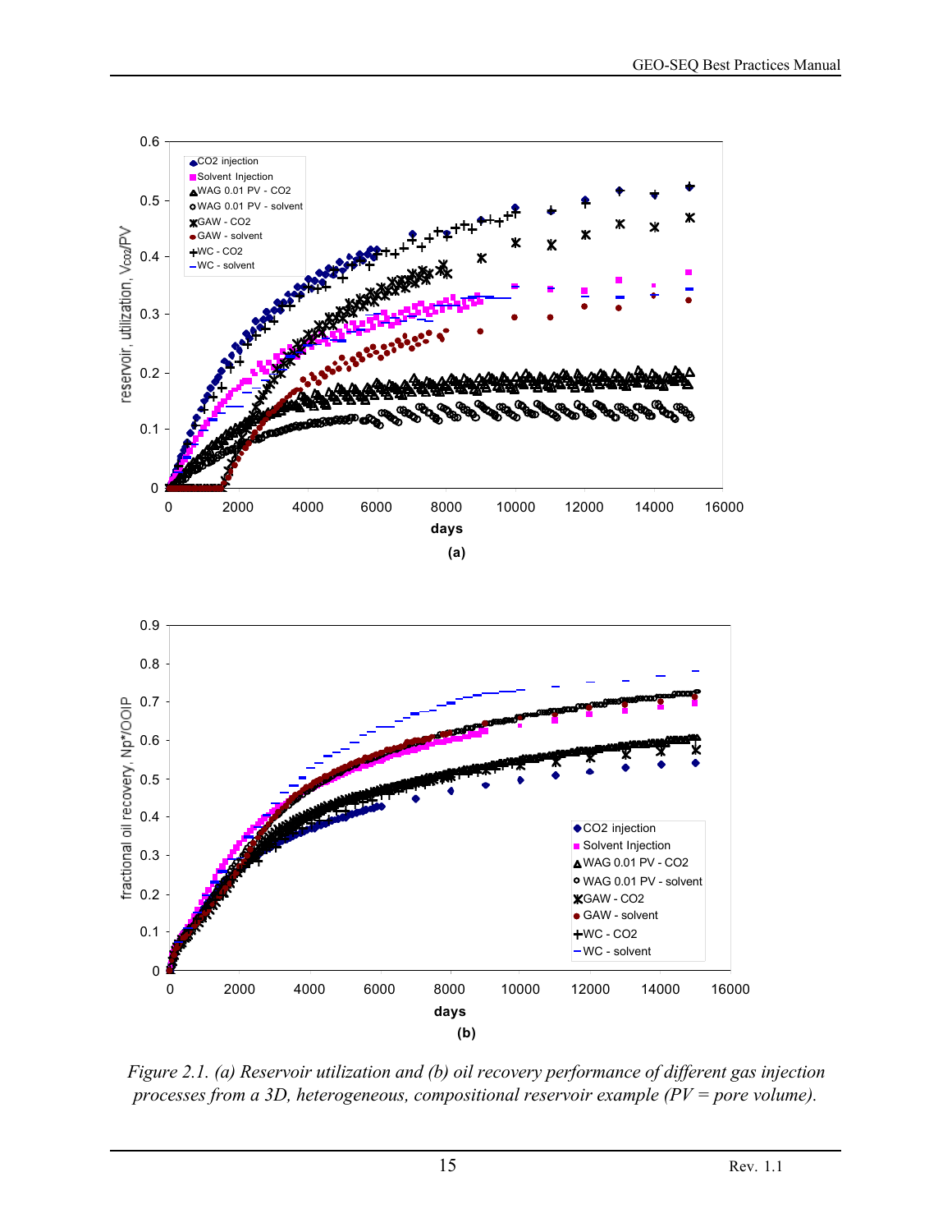*Figure 2.1. (a) Reservoir utilization and (b) oil recovery performance of different gas injection processes from a 3D, heterogeneous, compositional reservoir example (PV = pore volume).*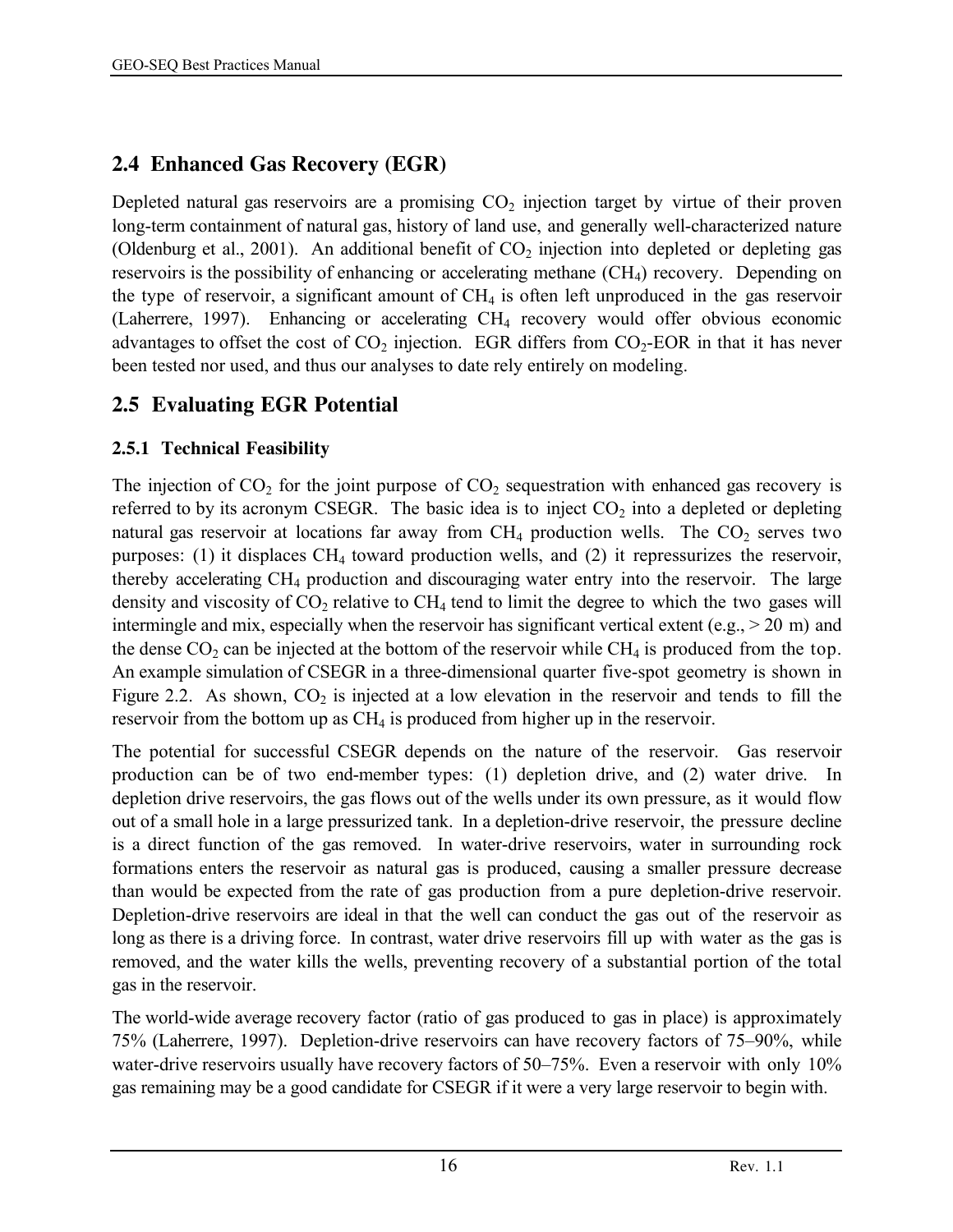## 2.4 Enhanced Gas Recovery (EGR)

Depleted natural gas reservoirs are a promising $CO_2$ injection target by virtue of their proven long-term containment of natural gas, history of land use, and generally well-characterized nature (Oldenburg et al., 2001). An additional benefit of $CO_2$ injection into depleted or depleting gas reservoirs is the possibility of enhancing or accelerating methane ($CH_4$) recovery. Depending on the type of reservoir, a significant amount of $CH_4$ is often left unproduced in the gas reservoir (Laherrere, 1997). Enhancing or accelerating $CH_4$ recovery would offer obvious economic advantages to offset the cost of $CO_2$ injection. EGR differs from $CO_2$-EOR in that it has never been tested nor used, and thus our analyses to date rely entirely on modeling.

## 2.5 Evaluating EGR Potential

### 2.5.1 Technical Feasibility

The injection of $CO_2$ for the joint purpose of $CO_2$ sequestration with enhanced gas recovery is referred to by its acronym CSEGR. The basic idea is to inject $CO_2$ into a depleted or depleting natural gas reservoir at locations far away from $CH_4$ production wells. The $CO_2$ serves two purposes: (1) it displaces $CH_4$ toward production wells, and (2) it repressurizes the reservoir, thereby accelerating $CH_4$ production and discouraging water entry into the reservoir. The large density and viscosity of $CO_2$ relative to $CH_4$ tend to limit the degree to which the two gases will intermingle and mix, especially when the reservoir has significant vertical extent (e.g., > 20 m) and the dense $CO_2$ can be injected at the bottom of the reservoir while $CH_4$ is produced from the top. An example simulation of CSEGR in a three-dimensional quarter five-spot geometry is shown in Figure 2.2. As shown, $CO_2$ is injected at a low elevation in the reservoir and tends to fill the reservoir from the bottom up as $CH_4$ is produced from higher up in the reservoir.

The potential for successful CSEGR depends on the nature of the reservoir. Gas reservoir production can be of two end-member types: (1) depletion drive, and (2) water drive. In depletion drive reservoirs, the gas flows out of the wells under its own pressure, as it would flow out of a small hole in a large pressurized tank. In a depletion-drive reservoir, the pressure decline is a direct function of the gas removed. In water-drive reservoirs, water in surrounding rock formations enters the reservoir as natural gas is produced, causing a smaller pressure decrease than would be expected from the rate of gas production from a pure depletion-drive reservoir. Depletion-drive reservoirs are ideal in that the well can conduct the gas out of the reservoir as long as there is a driving force. In contrast, water drive reservoirs fill up with water as the gas is removed, and the water kills the wells, preventing recovery of a substantial portion of the total gas in the reservoir.

The world-wide average recovery factor (ratio of gas produced to gas in place) is approximately 75% (Laherrere, 1997). Depletion-drive reservoirs can have recovery factors of 75–90%, while water-drive reservoirs usually have recovery factors of 50–75%. Even a reservoir with only 10% gas remaining may be a good candidate for CSEGR if it were a very large reservoir to begin with.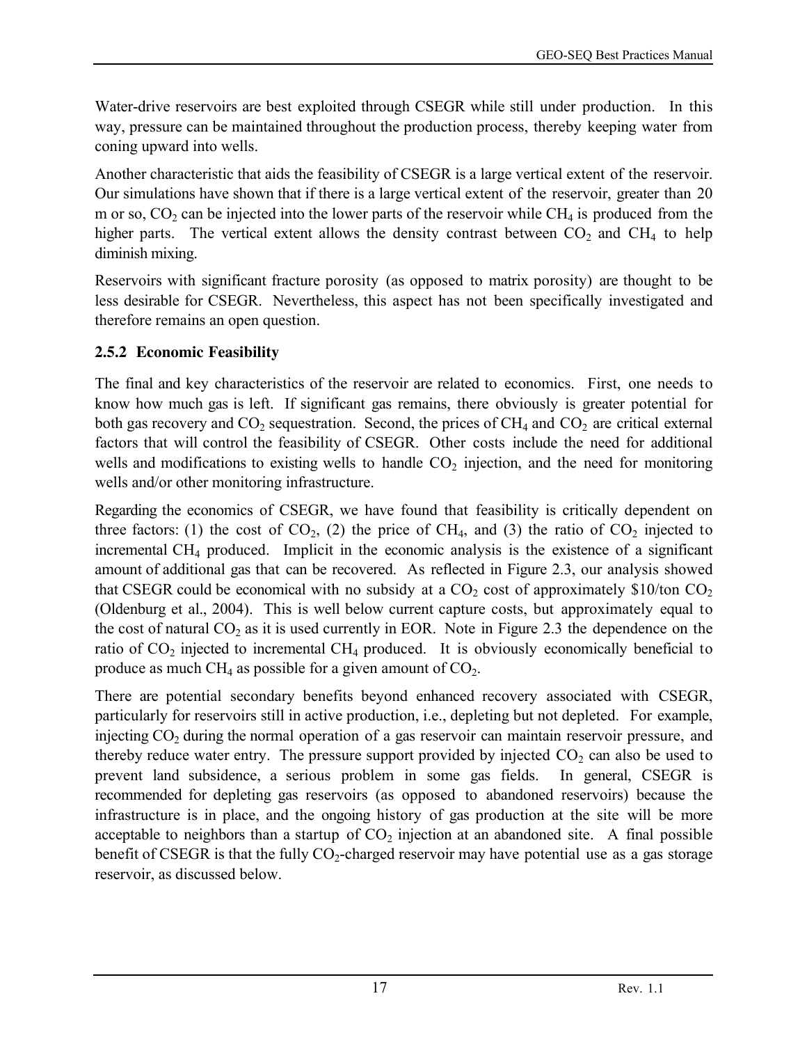Water-drive reservoirs are best exploited through CSEGR while still under production. In this way, pressure can be maintained throughout the production process, thereby keeping water from coning upward into wells.

Another characteristic that aids the feasibility of CSEGR is a large vertical extent of the reservoir. Our simulations have shown that if there is a large vertical extent of the reservoir, greater than 20 m or so, $CO_2$ can be injected into the lower parts of the reservoir while $CH_4$ is produced from the higher parts. The vertical extent allows the density contrast between $CO_2$ and $CH_4$ to help diminish mixing.

Reservoirs with significant fracture porosity (as opposed to matrix porosity) are thought to be less desirable for CSEGR. Nevertheless, this aspect has not been specifically investigated and therefore remains an open question.

### 2.5.2 Economic Feasibility

The final and key characteristics of the reservoir are related to economics. First, one needs to know how much gas is left. If significant gas remains, there obviously is greater potential for both gas recovery and $CO_2$ sequestration. Second, the prices of $CH_4$ and $CO_2$ are critical external factors that will control the feasibility of CSEGR. Other costs include the need for additional wells and modifications to existing wells to handle $CO_2$ injection, and the need for monitoring wells and/or other monitoring infrastructure.

Regarding the economics of CSEGR, we have found that feasibility is critically dependent on three factors: (1) the cost of $CO_2$, (2) the price of $CH_4$, and (3) the ratio of $CO_2$ injected to incremental $CH_4$ produced. Implicit in the economic analysis is the existence of a significant amount of additional gas that can be recovered. As reflected in Figure 2.3, our analysis showed that CSEGR could be economical with no subsidy at a $CO_2$ cost of approximately \$10/ton $CO_2$ (Oldenburg et al., 2004). This is well below current capture costs, but approximately equal to the cost of natural $CO_2$ as it is used currently in EOR. Note in Figure 2.3 the dependence on the ratio of $CO_2$ injected to incremental $CH_4$ produced. It is obviously economically beneficial to produce as much $CH_4$ as possible for a given amount of $CO_2$.

There are potential secondary benefits beyond enhanced recovery associated with CSEGR, particularly for reservoirs still in active production, i.e., depleting but not depleted. For example, injecting $CO_2$ during the normal operation of a gas reservoir can maintain reservoir pressure, and thereby reduce water entry. The pressure support provided by injected $CO_2$ can also be used to prevent land subsidence, a serious problem in some gas fields. In general, CSEGR is recommended for depleting gas reservoirs (as opposed to abandoned reservoirs) because the infrastructure is in place, and the ongoing history of gas production at the site will be more acceptable to neighbors than a startup of $CO_2$ injection at an abandoned site. A final possible benefit of CSEGR is that the fully $CO_2$-charged reservoir may have potential use as a gas storage reservoir, as discussed below.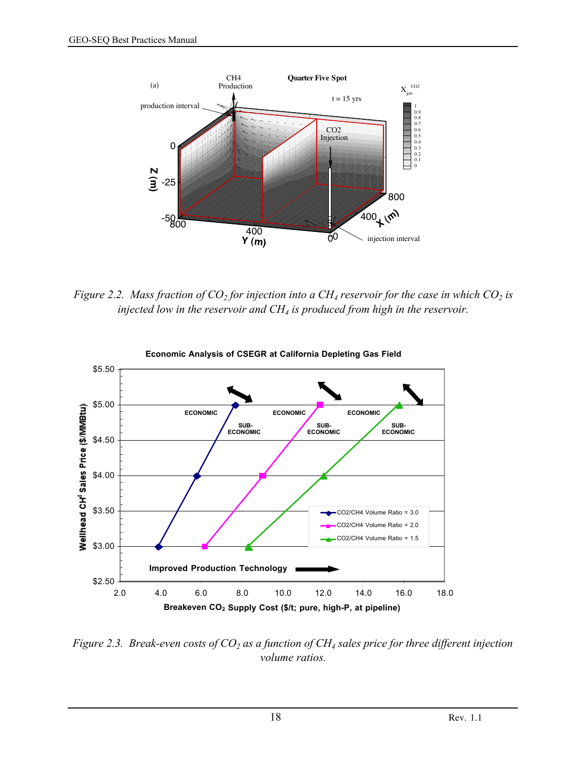Figure 2.2. Mass fraction of $CO_2$ for injection into a $CH_4$ reservoir for the case in which $CO_2$ is injected low in the reservoir and $CH_4$ is produced from high in the reservoir.

Figure 2.3. Break-even costs of $CO_2$ as a function of $CH_4$ sales price for three different injection volume ratios.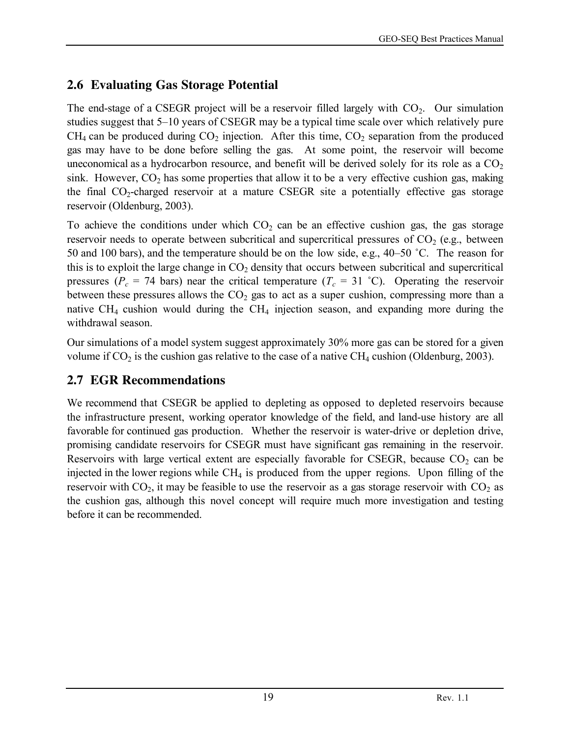## 2.6 Evaluating Gas Storage Potential

The end-stage of a CSEGR project will be a reservoir filled largely with $CO_2$. Our simulation studies suggest that 5–10 years of CSEGR may be a typical time scale over which relatively pure $CH_4$ can be produced during $CO_2$ injection. After this time, $CO_2$ separation from the produced gas may have to be done before selling the gas. At some point, the reservoir will become uneconomical as a hydrocarbon resource, and benefit will be derived solely for its role as a $CO_2$ sink. However, $CO_2$ has some properties that allow it to be a very effective cushion gas, making the final $CO_2$-charged reservoir at a mature CSEGR site a potentially effective gas storage reservoir (Oldenburg, 2003).

To achieve the conditions under which $CO_2$ can be an effective cushion gas, the gas storage reservoir needs to operate between subcritical and supercritical pressures of $CO_2$ (e.g., between 50 and 100 bars), and the temperature should be on the low side, e.g., 40–50 ˚C. The reason for this is to exploit the large change in $CO_2$ density that occurs between subcritical and supercritical pressures ($P_c$ = 74 bars) near the critical temperature ($T_c$ = 31 ˚C). Operating the reservoir between these pressures allows the $CO_2$ gas to act as a super cushion, compressing more than a native $CH_4$ cushion would during the $CH_4$ injection season, and expanding more during the withdrawal season.

Our simulations of a model system suggest approximately 30% more gas can be stored for a given volume if $CO_2$ is the cushion gas relative to the case of a native $CH_4$ cushion (Oldenburg, 2003).

## 2.7 EGR Recommendations

We recommend that CSEGR be applied to depleting as opposed to depleted reservoirs because the infrastructure present, working operator knowledge of the field, and land-use history are all favorable for continued gas production. Whether the reservoir is water-drive or depletion drive, promising candidate reservoirs for CSEGR must have significant gas remaining in the reservoir. Reservoirs with large vertical extent are especially favorable for CSEGR, because $CO_2$ can be injected in the lower regions while $CH_4$ is produced from the upper regions. Upon filling of the reservoir with $CO_2$, it may be feasible to use the reservoir as a gas storage reservoir with $CO_2$ as the cushion gas, although this novel concept will require much more investigation and testing before it can be recommended.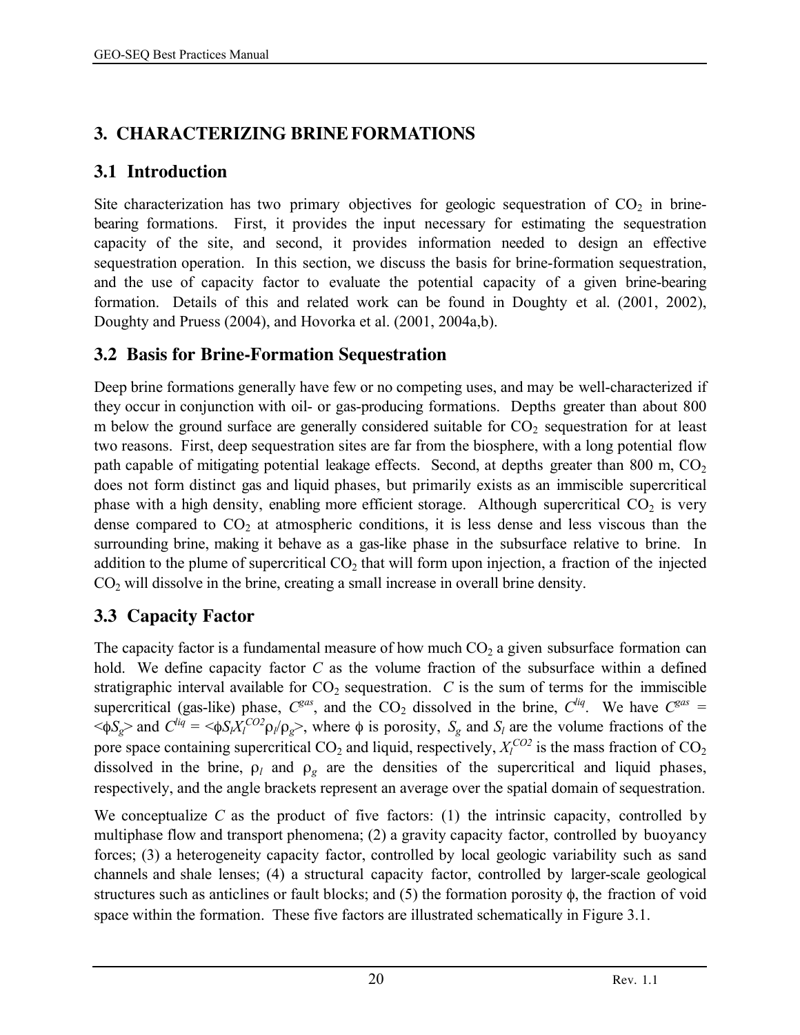# 3. CHARACTERIZING BRINE FORMATIONS

## 3.1 Introduction

Site characterization has two primary objectives for geologic sequestration of $CO_2$ in brine-bearing formations. First, it provides the input necessary for estimating the sequestration capacity of the site, and second, it provides information needed to design an effective sequestration operation. In this section, we discuss the basis for brine-formation sequestration, and the use of capacity factor to evaluate the potential capacity of a given brine-bearing formation. Details of this and related work can be found in Doughty et al. (2001, 2002), Doughty and Pruess (2004), and Hovorka et al. (2001, 2004a,b).

## 3.2 Basis for Brine-Formation Sequestration

Deep brine formations generally have few or no competing uses, and may be well-characterized if they occur in conjunction with oil- or gas-producing formations. Depths greater than about 800 m below the ground surface are generally considered suitable for $CO_2$ sequestration for at least two reasons. First, deep sequestration sites are far from the biosphere, with a long potential flow path capable of mitigating potential leakage effects. Second, at depths greater than 800 m, $CO_2$ does not form distinct gas and liquid phases, but primarily exists as an immiscible supercritical phase with a high density, enabling more efficient storage. Although supercritical $CO_2$ is very dense compared to $CO_2$ at atmospheric conditions, it is less dense and less viscous than the surrounding brine, making it behave as a gas-like phase in the subsurface relative to brine. In addition to the plume of supercritical $CO_2$ that will form upon injection, a fraction of the injected $CO_2$ will dissolve in the brine, creating a small increase in overall brine density.

## 3.3 Capacity Factor

The capacity factor is a fundamental measure of how much $CO_2$ a given subsurface formation can hold. We define capacity factor $C$ as the volume fraction of the subsurface within a defined stratigraphic interval available for $CO_2$ sequestration. $C$ is the sum of terms for the immiscible supercritical (gas-like) phase, $C^{gas}$, and the $CO_2$ dissolved in the brine, $C^{liq}$. We have $C^{gas} = \langle \phi S_g \rangle$ and $C^{liq} = \langle \phi S_l X_l^{CO2} \rho_l / \rho_g \rangle$, where $\phi$ is porosity, $S_g$ and $S_l$ are the volume fractions of the pore space containing supercritical $CO_2$ and liquid, respectively, $X_l^{CO2}$ is the mass fraction of $CO_2$ dissolved in the brine, $\rho_l$ and $\rho_g$ are the densities of the supercritical and liquid phases, respectively, and the angle brackets represent an average over the spatial domain of sequestration.

We conceptualize $C$ as the product of five factors: (1) the intrinsic capacity, controlled by multiphase flow and transport phenomena; (2) a gravity capacity factor, controlled by buoyancy forces; (3) a heterogeneity capacity factor, controlled by local geologic variability such as sand channels and shale lenses; (4) a structural capacity factor, controlled by larger-scale geological structures such as anticlines or fault blocks; and (5) the formation porosity $\phi$, the fraction of void space within the formation. These five factors are illustrated schematically in Figure 3.1.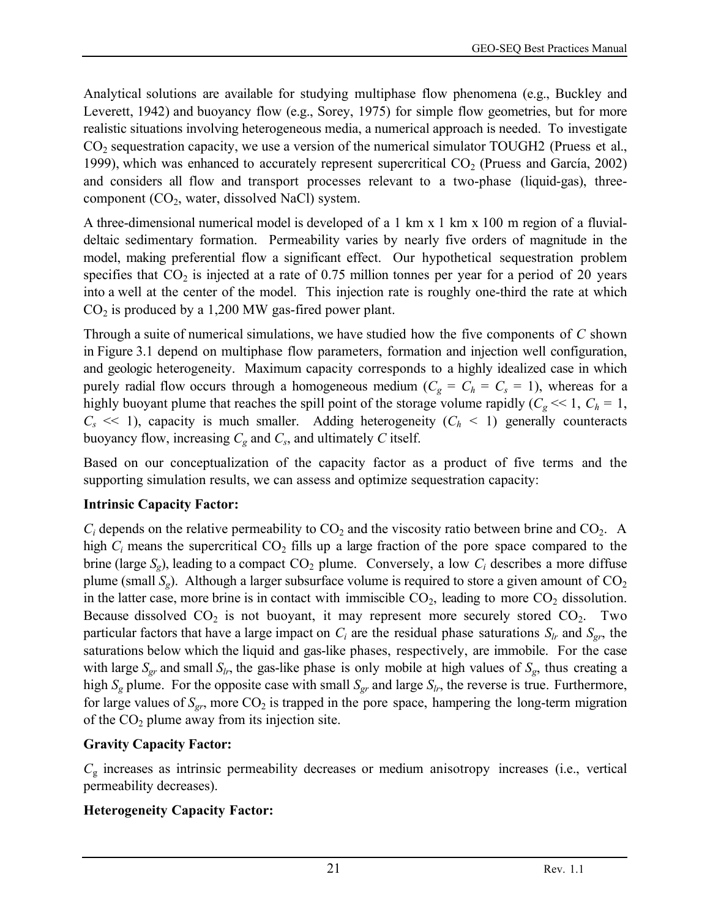Analytical solutions are available for studying multiphase flow phenomena (e.g., Buckley and Leverett, 1942) and buoyancy flow (e.g., Sorey, 1975) for simple flow geometries, but for more realistic situations involving heterogeneous media, a numerical approach is needed. To investigate $CO_2$ sequestration capacity, we use a version of the numerical simulator TOUGH2 (Pruess et al., 1999), which was enhanced to accurately represent supercritical $CO_2$ (Pruess and García, 2002) and considers all flow and transport processes relevant to a two-phase (liquid-gas), three-component ($CO_2$, water, dissolved NaCl) system.

A three-dimensional numerical model is developed of a 1 km x 1 km x 100 m region of a fluvial-deltaic sedimentary formation. Permeability varies by nearly five orders of magnitude in the model, making preferential flow a significant effect. Our hypothetical sequestration problem specifies that $CO_2$ is injected at a rate of 0.75 million tonnes per year for a period of 20 years into a well at the center of the model. This injection rate is roughly one-third the rate at which $CO_2$ is produced by a 1,200 MW gas-fired power plant.

Through a suite of numerical simulations, we have studied how the five components of $C$ shown in Figure 3.1 depend on multiphase flow parameters, formation and injection well configuration, and geologic heterogeneity. Maximum capacity corresponds to a highly idealized case in which purely radial flow occurs through a homogeneous medium ($C_g = C_h = C_s = 1$), whereas for a highly buoyant plume that reaches the spill point of the storage volume rapidly ($C_g << 1$, $C_h = 1$, $C_s << 1$), capacity is much smaller. Adding heterogeneity ($C_h < 1$) generally counteracts buoyancy flow, increasing $C_g$ and $C_s$, and ultimately $C$ itself.

Based on our conceptualization of the capacity factor as a product of five terms and the supporting simulation results, we can assess and optimize sequestration capacity:

**Intrinsic Capacity Factor:**

$C_i$ depends on the relative permeability to $CO_2$ and the viscosity ratio between brine and $CO_2$. A high $C_i$ means the supercritical $CO_2$ fills up a large fraction of the pore space compared to the brine (large $S_g$), leading to a compact $CO_2$ plume. Conversely, a low $C_i$ describes a more diffuse plume (small $S_g$). Although a larger subsurface volume is required to store a given amount of $CO_2$ in the latter case, more brine is in contact with immiscible $CO_2$, leading to more $CO_2$ dissolution. Because dissolved $CO_2$ is not buoyant, it may represent more securely stored $CO_2$. Two particular factors that have a large impact on $C_i$ are the residual phase saturations $S_{lr}$ and $S_{gr}$, the saturations below which the liquid and gas-like phases, respectively, are immobile. For the case with large $S_{gr}$ and small $S_{lr}$, the gas-like phase is only mobile at high values of $S_g$, thus creating a high $S_g$ plume. For the opposite case with small $S_{gr}$ and large $S_{lr}$, the reverse is true. Furthermore, for large values of $S_{gr}$, more $CO_2$ is trapped in the pore space, hampering the long-term migration of the $CO_2$ plume away from its injection site.

**Gravity Capacity Factor:**

$C_g$ increases as intrinsic permeability decreases or medium anisotropy increases (i.e., vertical permeability decreases).

**Heterogeneity Capacity Factor:**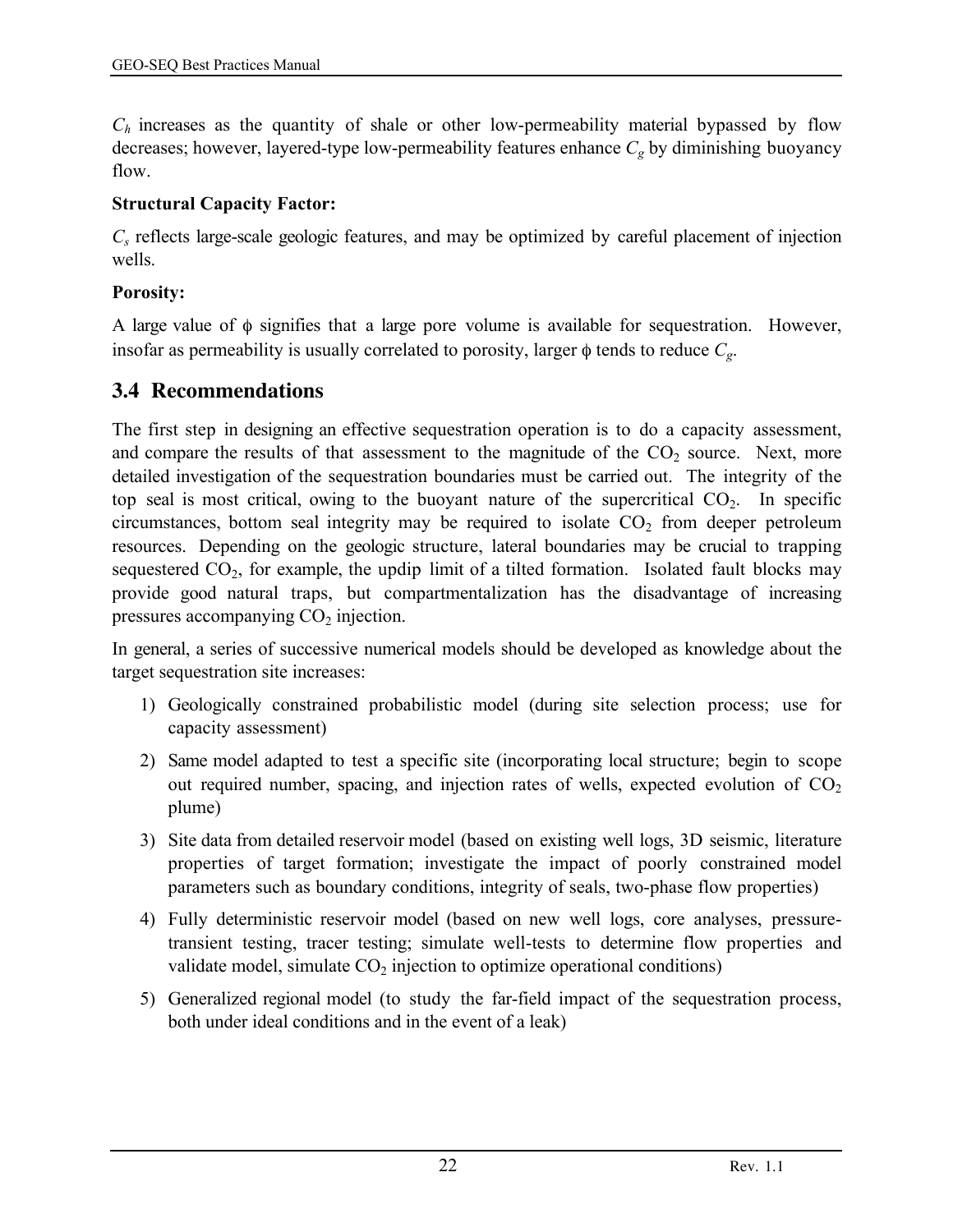$C_h$ increases as the quantity of shale or other low-permeability material bypassed by flow decreases; however, layered-type low-permeability features enhance $C_g$ by diminishing buoyancy flow.

**Structural Capacity Factor:**

$C_s$ reflects large-scale geologic features, and may be optimized by careful placement of injection wells.

**Porosity:**

A large value of $\phi$ signifies that a large pore volume is available for sequestration. However, insofar as permeability is usually correlated to porosity, larger $\phi$ tends to reduce $C_g$.

## 3.4 Recommendations

The first step in designing an effective sequestration operation is to do a capacity assessment, and compare the results of that assessment to the magnitude of the $CO_2$ source. Next, more detailed investigation of the sequestration boundaries must be carried out. The integrity of the top seal is most critical, owing to the buoyant nature of the supercritical $CO_2$. In specific circumstances, bottom seal integrity may be required to isolate $CO_2$ from deeper petroleum resources. Depending on the geologic structure, lateral boundaries may be crucial to trapping sequestered $CO_2$, for example, the updip limit of a tilted formation. Isolated fault blocks may provide good natural traps, but compartmentalization has the disadvantage of increasing pressures accompanying $CO_2$ injection.

In general, a series of successive numerical models should be developed as knowledge about the target sequestration site increases:

1) Geologically constrained probabilistic model (during site selection process; use for capacity assessment)
2) Same model adapted to test a specific site (incorporating local structure; begin to scope out required number, spacing, and injection rates of wells, expected evolution of $CO_2$ plume)
3) Site data from detailed reservoir model (based on existing well logs, 3D seismic, literature properties of target formation; investigate the impact of poorly constrained model parameters such as boundary conditions, integrity of seals, two-phase flow properties)
4) Fully deterministic reservoir model (based on new well logs, core analyses, pressure-transient testing, tracer testing; simulate well-tests to determine flow properties and validate model, simulate $CO_2$ injection to optimize operational conditions)
5) Generalized regional model (to study the far-field impact of the sequestration process, both under ideal conditions and in the event of a leak)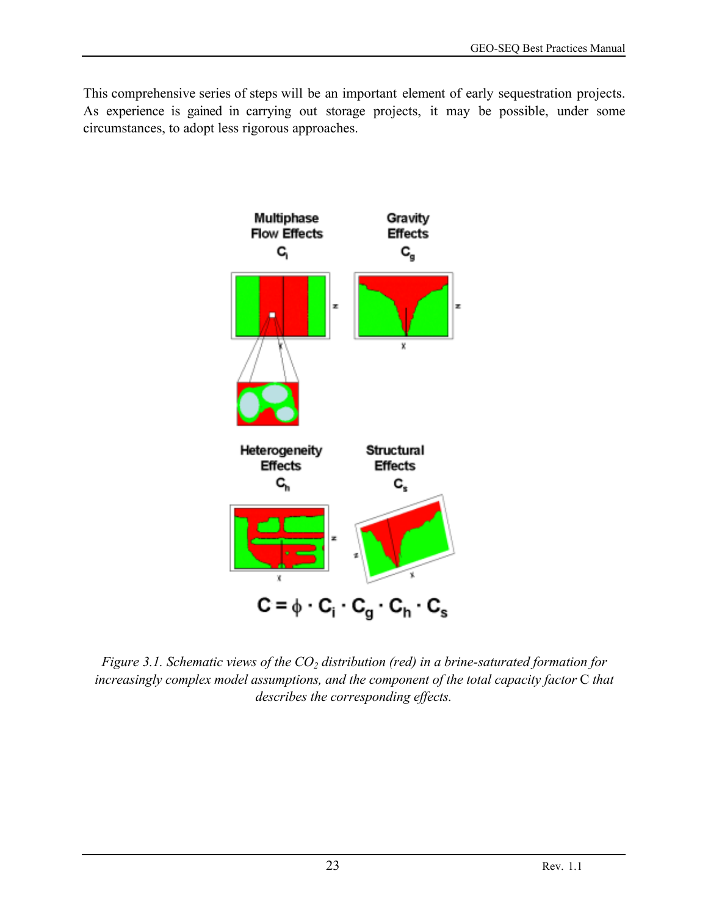This comprehensive series of steps will be an important element of early sequestration projects. As experience is gained in carrying out storage projects, it may be possible, under some circumstances, to adopt less rigorous approaches.

$$C = \phi \cdot C_i \cdot C_g \cdot C_h \cdot C_s$$

*Figure 3.1. Schematic views of the $CO_2$ distribution (red) in a brine-saturated formation for increasingly complex model assumptions, and the component of the total capacity factor* C *that describes the corresponding effects.*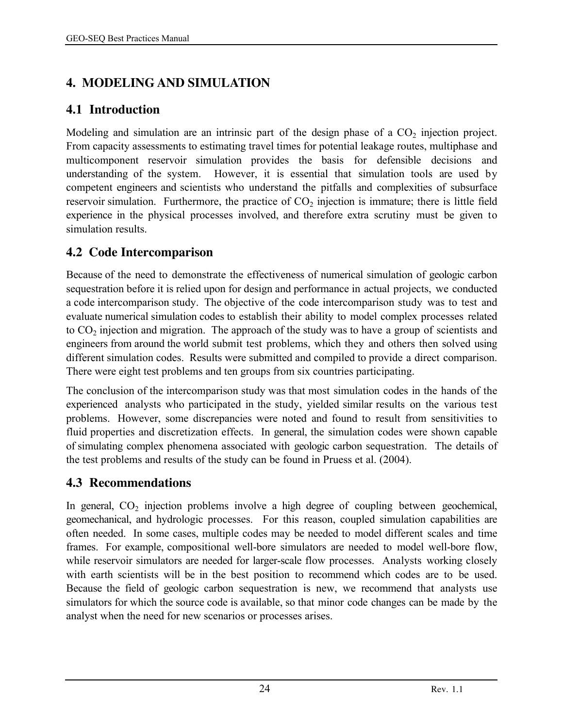# 4. MODELING AND SIMULATION

## 4.1 Introduction

Modeling and simulation are an intrinsic part of the design phase of a $CO_2$ injection project. From capacity assessments to estimating travel times for potential leakage routes, multiphase and multicomponent reservoir simulation provides the basis for defensible decisions and understanding of the system. However, it is essential that simulation tools are used by competent engineers and scientists who understand the pitfalls and complexities of subsurface reservoir simulation. Furthermore, the practice of $CO_2$ injection is immature; there is little field experience in the physical processes involved, and therefore extra scrutiny must be given to simulation results.

## 4.2 Code Intercomparison

Because of the need to demonstrate the effectiveness of numerical simulation of geologic carbon sequestration before it is relied upon for design and performance in actual projects, we conducted a code intercomparison study. The objective of the code intercomparison study was to test and evaluate numerical simulation codes to establish their ability to model complex processes related to $CO_2$ injection and migration. The approach of the study was to have a group of scientists and engineers from around the world submit test problems, which they and others then solved using different simulation codes. Results were submitted and compiled to provide a direct comparison. There were eight test problems and ten groups from six countries participating.

The conclusion of the intercomparison study was that most simulation codes in the hands of the experienced analysts who participated in the study, yielded similar results on the various test problems. However, some discrepancies were noted and found to result from sensitivities to fluid properties and discretization effects. In general, the simulation codes were shown capable of simulating complex phenomena associated with geologic carbon sequestration. The details of the test problems and results of the study can be found in Pruess et al. (2004).

## 4.3 Recommendations

In general, $CO_2$ injection problems involve a high degree of coupling between geochemical, geomechanical, and hydrologic processes. For this reason, coupled simulation capabilities are often needed. In some cases, multiple codes may be needed to model different scales and time frames. For example, compositional well-bore simulators are needed to model well-bore flow, while reservoir simulators are needed for larger-scale flow processes. Analysts working closely with earth scientists will be in the best position to recommend which codes are to be used. Because the field of geologic carbon sequestration is new, we recommend that analysts use simulators for which the source code is available, so that minor code changes can be made by the analyst when the need for new scenarios or processes arises.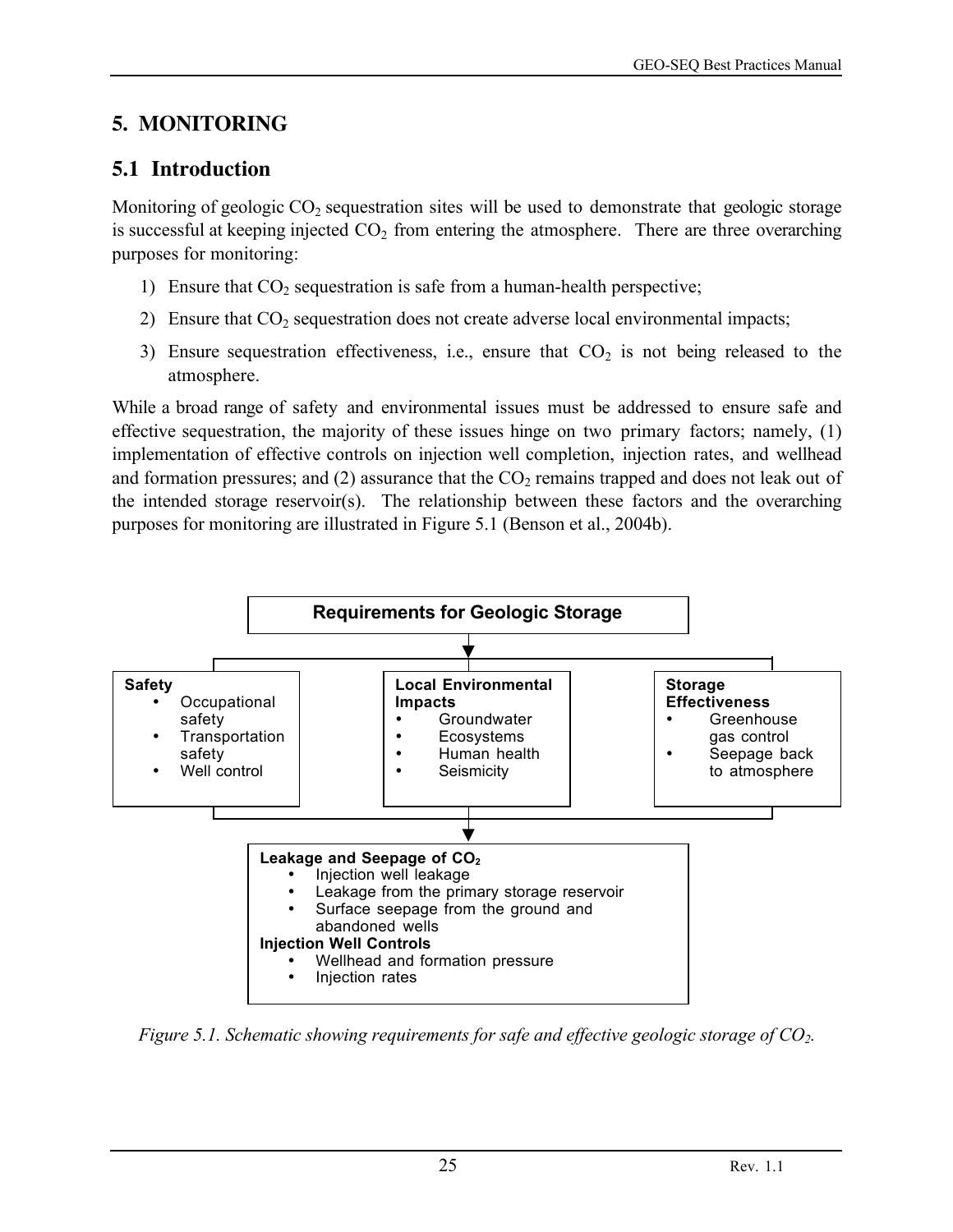# 5. MONITORING

## 5.1 Introduction

Monitoring of geologic $CO_2$ sequestration sites will be used to demonstrate that geologic storage is successful at keeping injected $CO_2$ from entering the atmosphere. There are three overarching purposes for monitoring:

1) Ensure that $CO_2$ sequestration is safe from a human-health perspective;
2) Ensure that $CO_2$ sequestration does not create adverse local environmental impacts;
3) Ensure sequestration effectiveness, i.e., ensure that $CO_2$ is not being released to the atmosphere.

While a broad range of safety and environmental issues must be addressed to ensure safe and effective sequestration, the majority of these issues hinge on two primary factors; namely, (1) implementation of effective controls on injection well completion, injection rates, and wellhead and formation pressures; and (2) assurance that the $CO_2$ remains trapped and does not leak out of the intended storage reservoir(s). The relationship between these factors and the overarching purposes for monitoring are illustrated in Figure 5.1 (Benson et al., 2004b).

**Requirements for Geologic Storage**

**Safety**
- Occupational safety
- Transportation safety
- Well control

**Local Environmental Impacts**
- Groundwater
- Ecosystems
- Human health
- Seismicity

**Storage Effectiveness**
- Greenhouse gas control
- Seepage back to atmosphere

**Leakage and Seepage of $CO_2$**
- Injection well leakage
- Leakage from the primary storage reservoir
- Surface seepage from the ground and abandoned wells

**Injection Well Controls**
- Wellhead and formation pressure
- Injection rates

*Figure 5.1. Schematic showing requirements for safe and effective geologic storage of $CO_2$.*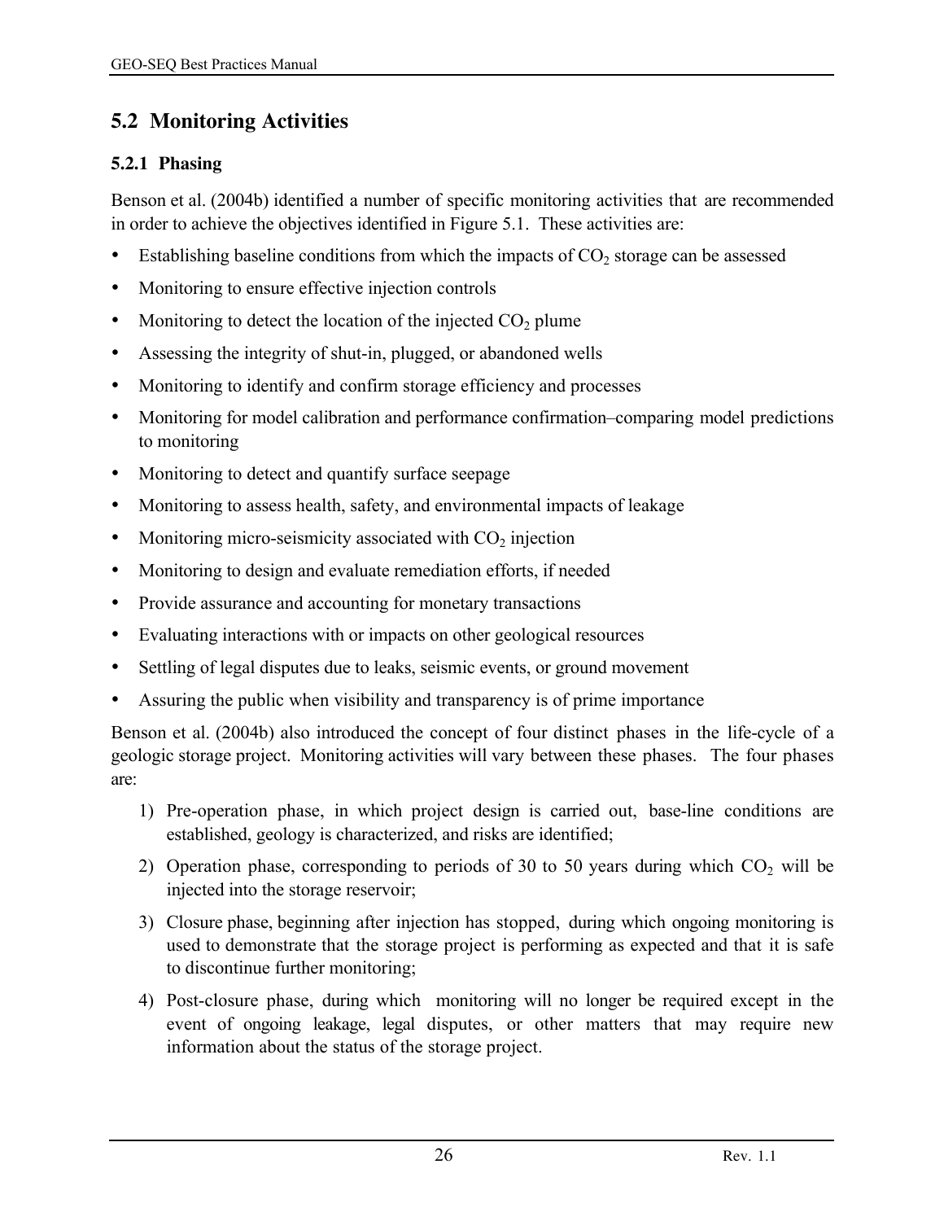## 5.2 Monitoring Activities

### 5.2.1 Phasing

Benson et al. (2004b) identified a number of specific monitoring activities that are recommended in order to achieve the objectives identified in Figure 5.1. These activities are:

- Establishing baseline conditions from which the impacts of $CO_2$ storage can be assessed
- Monitoring to ensure effective injection controls
- Monitoring to detect the location of the injected $CO_2$ plume
- Assessing the integrity of shut-in, plugged, or abandoned wells
- Monitoring to identify and confirm storage efficiency and processes
- Monitoring for model calibration and performance confirmation–comparing model predictions to monitoring
- Monitoring to detect and quantify surface seepage
- Monitoring to assess health, safety, and environmental impacts of leakage
- Monitoring micro-seismicity associated with $CO_2$ injection
- Monitoring to design and evaluate remediation efforts, if needed
- Provide assurance and accounting for monetary transactions
- Evaluating interactions with or impacts on other geological resources
- Settling of legal disputes due to leaks, seismic events, or ground movement
- Assuring the public when visibility and transparency is of prime importance

Benson et al. (2004b) also introduced the concept of four distinct phases in the life-cycle of a geologic storage project. Monitoring activities will vary between these phases. The four phases are:

1) Pre-operation phase, in which project design is carried out, base-line conditions are established, geology is characterized, and risks are identified;
2) Operation phase, corresponding to periods of 30 to 50 years during which $CO_2$ will be injected into the storage reservoir;
3) Closure phase, beginning after injection has stopped, during which ongoing monitoring is used to demonstrate that the storage project is performing as expected and that it is safe to discontinue further monitoring;
4) Post-closure phase, during which monitoring will no longer be required except in the event of ongoing leakage, legal disputes, or other matters that may require new information about the status of the storage project.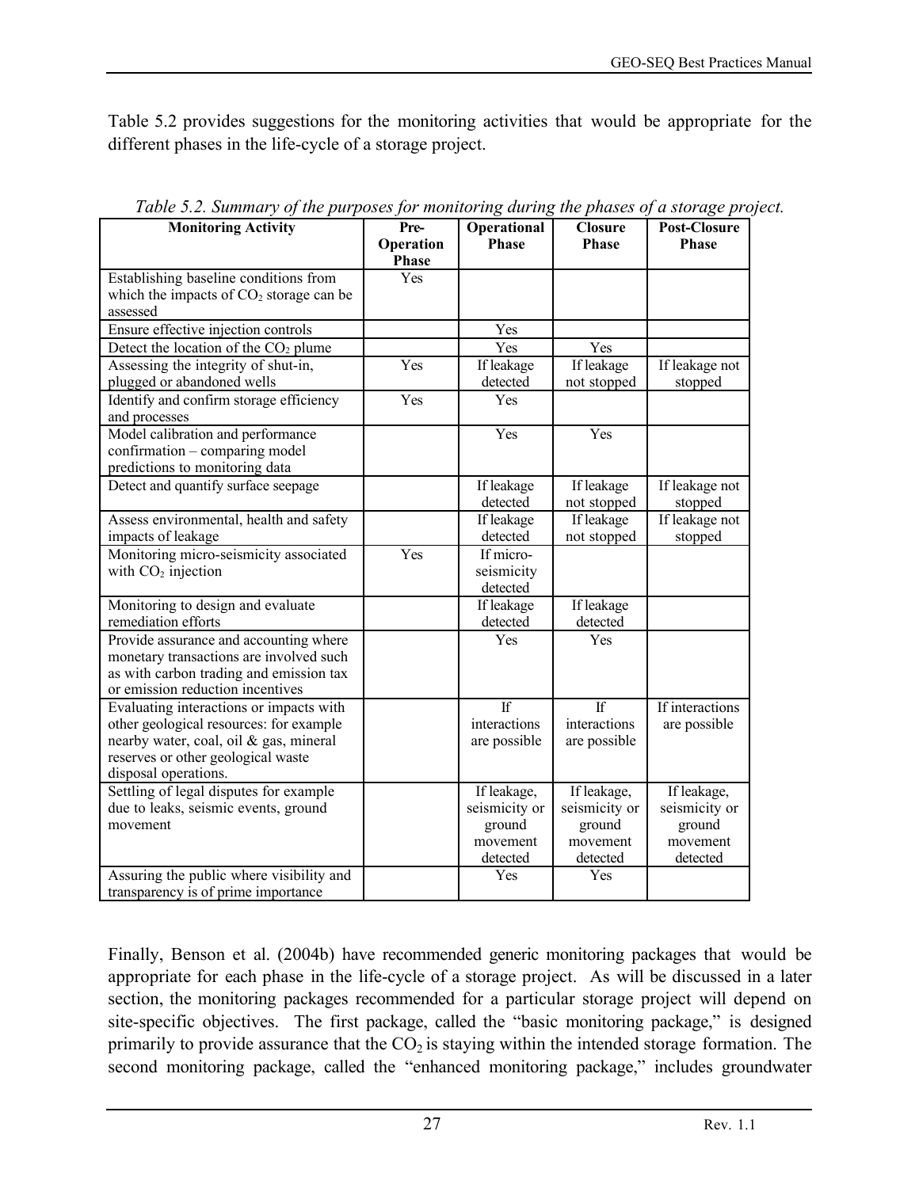Table 5.2 provides suggestions for the monitoring activities that would be appropriate for the different phases in the life-cycle of a storage project.

*Table 5.2. Summary of the purposes for monitoring during the phases of a storage project.*

| Monitoring Activity | Pre-Operation Phase | Operational Phase | Closure Phase | Post-Closure Phase |
|---|---|---|---|---|
| Establishing baseline conditions from which the impacts of $CO_2$ storage can be assessed | Yes | | | |
| Ensure effective injection controls | | Yes | | |
| Detect the location of the $CO_2$ plume | | Yes | Yes | |
| Assessing the integrity of shut-in, plugged or abandoned wells | Yes | If leakage detected | If leakage not stopped | If leakage not stopped |
| Identify and confirm storage efficiency and processes | Yes | Yes | | |
| Model calibration and performance confirmation – comparing model predictions to monitoring data | | Yes | Yes | |
| Detect and quantify surface seepage | | If leakage detected | If leakage not stopped | If leakage not stopped |
| Assess environmental, health and safety impacts of leakage | | If leakage detected | If leakage not stopped | If leakage not stopped |
| Monitoring micro-seismicity associated with $CO_2$ injection | Yes | If micro-seismicity detected | | |
| Monitoring to design and evaluate remediation efforts | | If leakage detected | If leakage detected | |
| Provide assurance and accounting where monetary transactions are involved such as with carbon trading and emission tax or emission reduction incentives | | Yes | Yes | |
| Evaluating interactions or impacts with other geological resources: for example nearby water, coal, oil & gas, mineral reserves or other geological waste disposal operations. | | If interactions are possible | If interactions are possible | If interactions are possible |
| Settling of legal disputes for example due to leaks, seismic events, ground movement | | If leakage, seismicity or ground movement detected | If leakage, seismicity or ground movement detected | If leakage, seismicity or ground movement detected |
| Assuring the public where visibility and transparency is of prime importance | | Yes | Yes | |

Finally, Benson et al. (2004b) have recommended generic monitoring packages that would be appropriate for each phase in the life-cycle of a storage project. As will be discussed in a later section, the monitoring packages recommended for a particular storage project will depend on site-specific objectives. The first package, called the "basic monitoring package," is designed primarily to provide assurance that the $CO_2$ is staying within the intended storage formation. The second monitoring package, called the "enhanced monitoring package," includes groundwater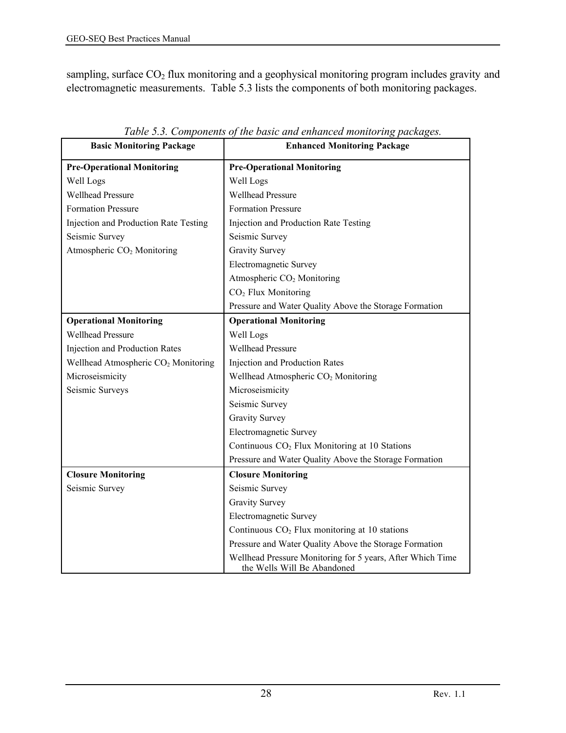sampling, surface $CO_2$ flux monitoring and a geophysical monitoring program includes gravity and electromagnetic measurements. Table 5.3 lists the components of both monitoring packages.

*Table 5.3. Components of the basic and enhanced monitoring packages.*

| Basic Monitoring Package | Enhanced Monitoring Package |
|---|---|
| **Pre-Operational Monitoring** | **Pre-Operational Monitoring** |
| Well Logs | Well Logs |
| Wellhead Pressure | Wellhead Pressure |
| Formation Pressure | Formation Pressure |
| Injection and Production Rate Testing | Injection and Production Rate Testing |
| Seismic Survey | Seismic Survey |
| Atmospheric $CO_2$ Monitoring | Gravity Survey |
| | Electromagnetic Survey |
| | Atmospheric $CO_2$ Monitoring |
| | $CO_2$ Flux Monitoring |
| | Pressure and Water Quality Above the Storage Formation |
| **Operational Monitoring** | **Operational Monitoring** |
| Wellhead Pressure | Well Logs |
| Injection and Production Rates | Wellhead Pressure |
| Wellhead Atmospheric $CO_2$ Monitoring | Injection and Production Rates |
| Microseismicity | Wellhead Atmospheric $CO_2$ Monitoring |
| Seismic Surveys | Microseismicity |
| | Seismic Survey |
| | Gravity Survey |
| | Electromagnetic Survey |
| | Continuous $CO_2$ Flux Monitoring at 10 Stations |
| | Pressure and Water Quality Above the Storage Formation |
| **Closure Monitoring** | **Closure Monitoring** |
| Seismic Survey | Seismic Survey |
| | Gravity Survey |
| | Electromagnetic Survey |
| | Continuous $CO_2$ Flux monitoring at 10 stations |
| | Pressure and Water Quality Above the Storage Formation |
| | Wellhead Pressure Monitoring for 5 years, After Which Time the Wells Will Be Abandoned |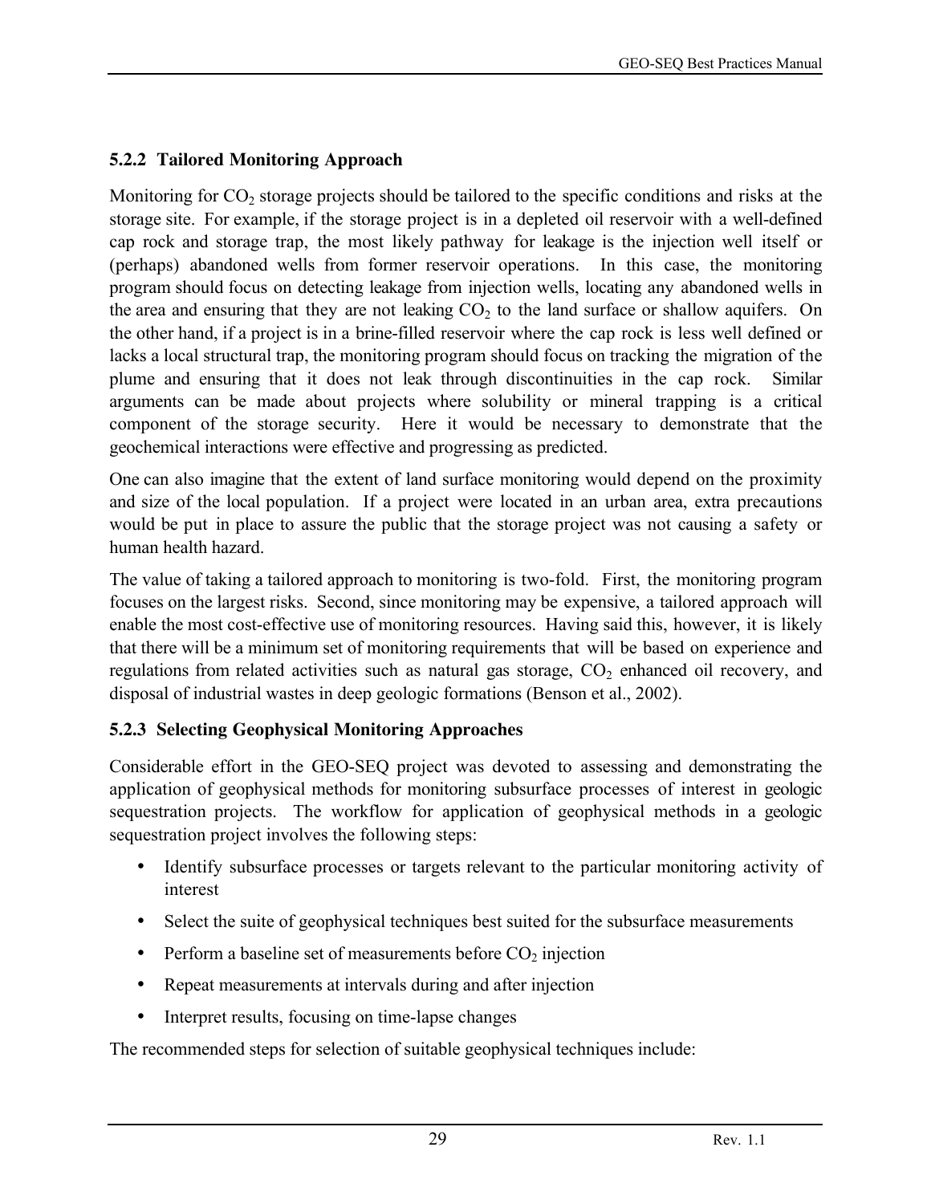### 5.2.2 Tailored Monitoring Approach

Monitoring for $CO_2$ storage projects should be tailored to the specific conditions and risks at the storage site. For example, if the storage project is in a depleted oil reservoir with a well-defined cap rock and storage trap, the most likely pathway for leakage is the injection well itself or (perhaps) abandoned wells from former reservoir operations. In this case, the monitoring program should focus on detecting leakage from injection wells, locating any abandoned wells in the area and ensuring that they are not leaking $CO_2$ to the land surface or shallow aquifers. On the other hand, if a project is in a brine-filled reservoir where the cap rock is less well defined or lacks a local structural trap, the monitoring program should focus on tracking the migration of the plume and ensuring that it does not leak through discontinuities in the cap rock. Similar arguments can be made about projects where solubility or mineral trapping is a critical component of the storage security. Here it would be necessary to demonstrate that the geochemical interactions were effective and progressing as predicted.

One can also imagine that the extent of land surface monitoring would depend on the proximity and size of the local population. If a project were located in an urban area, extra precautions would be put in place to assure the public that the storage project was not causing a safety or human health hazard.

The value of taking a tailored approach to monitoring is two-fold. First, the monitoring program focuses on the largest risks. Second, since monitoring may be expensive, a tailored approach will enable the most cost-effective use of monitoring resources. Having said this, however, it is likely that there will be a minimum set of monitoring requirements that will be based on experience and regulations from related activities such as natural gas storage, $CO_2$ enhanced oil recovery, and disposal of industrial wastes in deep geologic formations (Benson et al., 2002).

### 5.2.3 Selecting Geophysical Monitoring Approaches

Considerable effort in the GEO-SEQ project was devoted to assessing and demonstrating the application of geophysical methods for monitoring subsurface processes of interest in geologic sequestration projects. The workflow for application of geophysical methods in a geologic sequestration project involves the following steps:

- Identify subsurface processes or targets relevant to the particular monitoring activity of interest
- Select the suite of geophysical techniques best suited for the subsurface measurements
- Perform a baseline set of measurements before $CO_2$ injection
- Repeat measurements at intervals during and after injection
- Interpret results, focusing on time-lapse changes

The recommended steps for selection of suitable geophysical techniques include: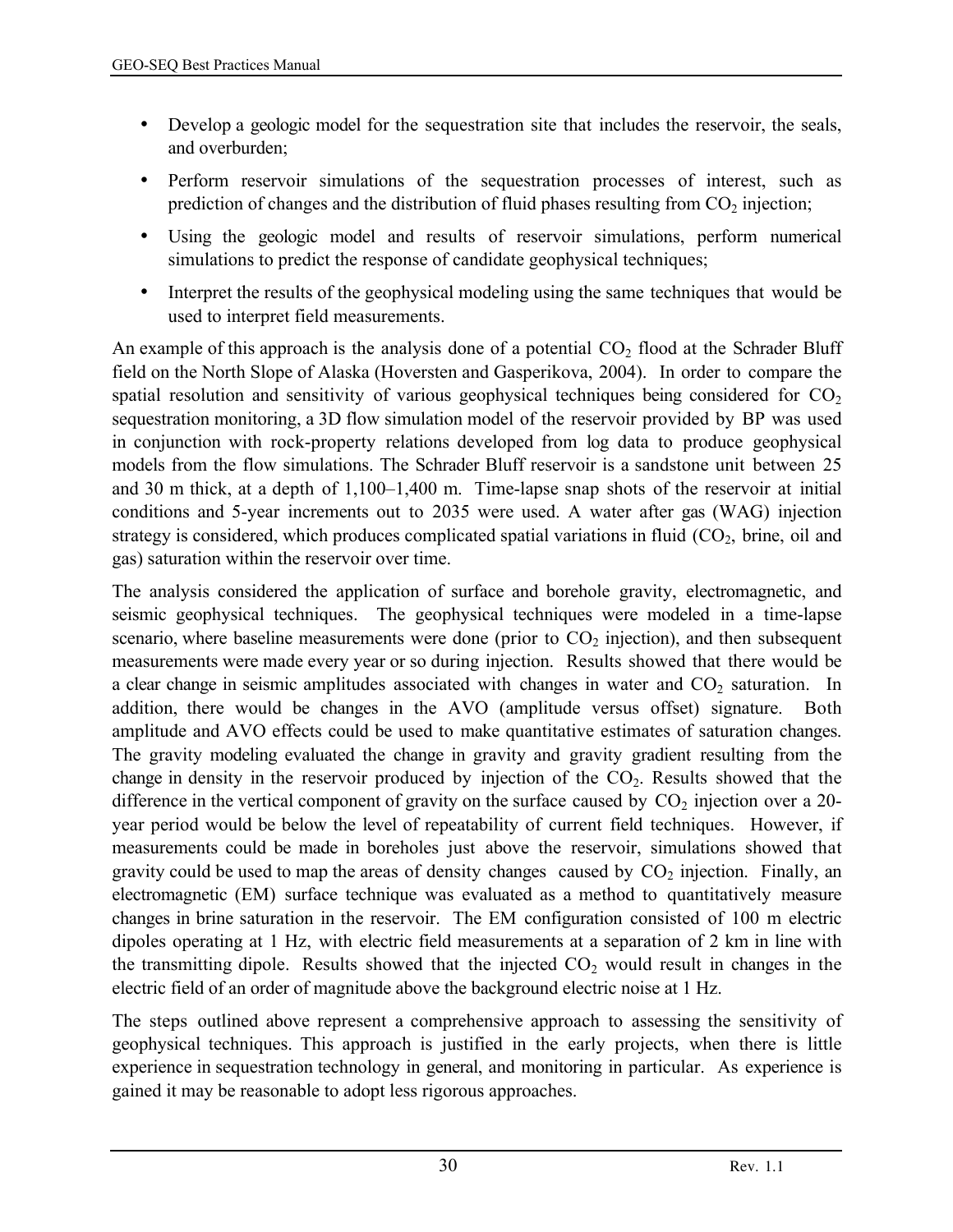- Develop a geologic model for the sequestration site that includes the reservoir, the seals, and overburden;
- Perform reservoir simulations of the sequestration processes of interest, such as prediction of changes and the distribution of fluid phases resulting from $CO_2$ injection;
- Using the geologic model and results of reservoir simulations, perform numerical simulations to predict the response of candidate geophysical techniques;
- Interpret the results of the geophysical modeling using the same techniques that would be used to interpret field measurements.

An example of this approach is the analysis done of a potential $CO_2$ flood at the Schrader Bluff field on the North Slope of Alaska (Hoversten and Gasperikova, 2004). In order to compare the spatial resolution and sensitivity of various geophysical techniques being considered for $CO_2$ sequestration monitoring, a 3D flow simulation model of the reservoir provided by BP was used in conjunction with rock-property relations developed from log data to produce geophysical models from the flow simulations. The Schrader Bluff reservoir is a sandstone unit between 25 and 30 m thick, at a depth of 1,100–1,400 m. Time-lapse snap shots of the reservoir at initial conditions and 5-year increments out to 2035 were used. A water after gas (WAG) injection strategy is considered, which produces complicated spatial variations in fluid ($CO_2$, brine, oil and gas) saturation within the reservoir over time.

The analysis considered the application of surface and borehole gravity, electromagnetic, and seismic geophysical techniques. The geophysical techniques were modeled in a time-lapse scenario, where baseline measurements were done (prior to $CO_2$ injection), and then subsequent measurements were made every year or so during injection. Results showed that there would be a clear change in seismic amplitudes associated with changes in water and $CO_2$ saturation. In addition, there would be changes in the AVO (amplitude versus offset) signature. Both amplitude and AVO effects could be used to make quantitative estimates of saturation changes. The gravity modeling evaluated the change in gravity and gravity gradient resulting from the change in density in the reservoir produced by injection of the $CO_2$. Results showed that the difference in the vertical component of gravity on the surface caused by $CO_2$ injection over a 20-year period would be below the level of repeatability of current field techniques. However, if measurements could be made in boreholes just above the reservoir, simulations showed that gravity could be used to map the areas of density changes caused by $CO_2$ injection. Finally, an electromagnetic (EM) surface technique was evaluated as a method to quantitatively measure changes in brine saturation in the reservoir. The EM configuration consisted of 100 m electric dipoles operating at 1 Hz, with electric field measurements at a separation of 2 km in line with the transmitting dipole. Results showed that the injected $CO_2$ would result in changes in the electric field of an order of magnitude above the background electric noise at 1 Hz.

The steps outlined above represent a comprehensive approach to assessing the sensitivity of geophysical techniques. This approach is justified in the early projects, when there is little experience in sequestration technology in general, and monitoring in particular. As experience is gained it may be reasonable to adopt less rigorous approaches.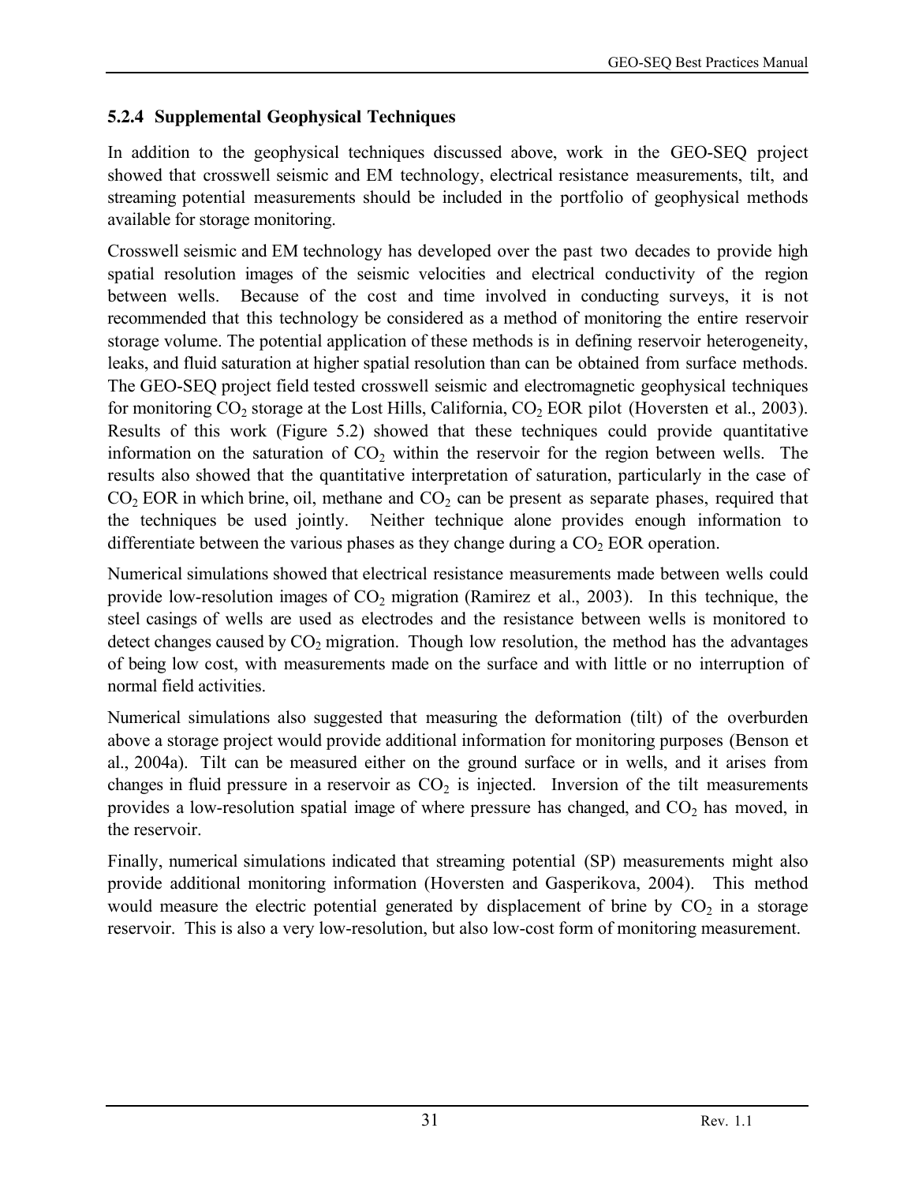### 5.2.4 Supplemental Geophysical Techniques

In addition to the geophysical techniques discussed above, work in the GEO-SEQ project showed that crosswell seismic and EM technology, electrical resistance measurements, tilt, and streaming potential measurements should be included in the portfolio of geophysical methods available for storage monitoring.

Crosswell seismic and EM technology has developed over the past two decades to provide high spatial resolution images of the seismic velocities and electrical conductivity of the region between wells. Because of the cost and time involved in conducting surveys, it is not recommended that this technology be considered as a method of monitoring the entire reservoir storage volume. The potential application of these methods is in defining reservoir heterogeneity, leaks, and fluid saturation at higher spatial resolution than can be obtained from surface methods. The GEO-SEQ project field tested crosswell seismic and electromagnetic geophysical techniques for monitoring $CO_2$ storage at the Lost Hills, California, $CO_2$ EOR pilot (Hoversten et al., 2003). Results of this work (Figure 5.2) showed that these techniques could provide quantitative information on the saturation of $CO_2$ within the reservoir for the region between wells. The results also showed that the quantitative interpretation of saturation, particularly in the case of $CO_2$ EOR in which brine, oil, methane and $CO_2$ can be present as separate phases, required that the techniques be used jointly. Neither technique alone provides enough information to differentiate between the various phases as they change during a $CO_2$ EOR operation.

Numerical simulations showed that electrical resistance measurements made between wells could provide low-resolution images of $CO_2$ migration (Ramirez et al., 2003). In this technique, the steel casings of wells are used as electrodes and the resistance between wells is monitored to detect changes caused by $CO_2$ migration. Though low resolution, the method has the advantages of being low cost, with measurements made on the surface and with little or no interruption of normal field activities.

Numerical simulations also suggested that measuring the deformation (tilt) of the overburden above a storage project would provide additional information for monitoring purposes (Benson et al., 2004a). Tilt can be measured either on the ground surface or in wells, and it arises from changes in fluid pressure in a reservoir as $CO_2$ is injected. Inversion of the tilt measurements provides a low-resolution spatial image of where pressure has changed, and $CO_2$ has moved, in the reservoir.

Finally, numerical simulations indicated that streaming potential (SP) measurements might also provide additional monitoring information (Hoversten and Gasperikova, 2004). This method would measure the electric potential generated by displacement of brine by $CO_2$ in a storage reservoir. This is also a very low-resolution, but also low-cost form of monitoring measurement.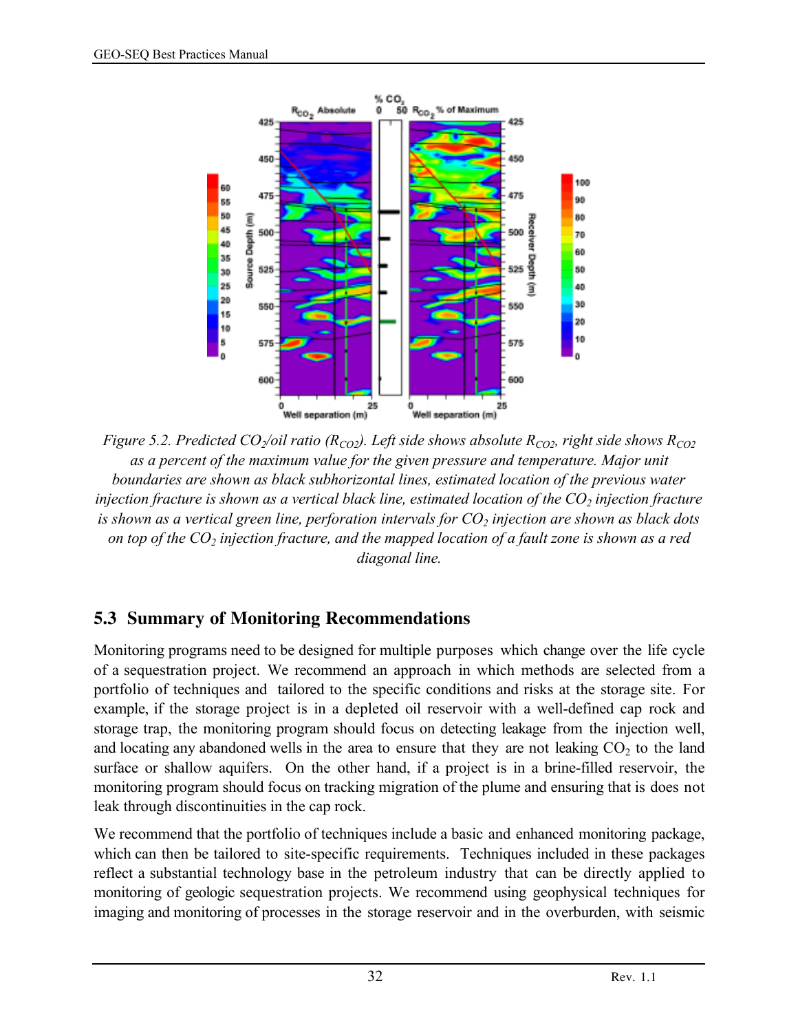*Figure 5.2. Predicted $CO_2$/oil ratio ($R_{CO2}$). Left side shows absolute $R_{CO2}$, right side shows $R_{CO2}$ as a percent of the maximum value for the given pressure and temperature. Major unit boundaries are shown as black subhorizontal lines, estimated location of the previous water injection fracture is shown as a vertical black line, estimated location of the $CO_2$ injection fracture is shown as a vertical green line, perforation intervals for $CO_2$ injection are shown as black dots on top of the $CO_2$ injection fracture, and the mapped location of a fault zone is shown as a red diagonal line.*

## 5.3 Summary of Monitoring Recommendations

Monitoring programs need to be designed for multiple purposes which change over the life cycle of a sequestration project. We recommend an approach in which methods are selected from a portfolio of techniques and tailored to the specific conditions and risks at the storage site. For example, if the storage project is in a depleted oil reservoir with a well-defined cap rock and storage trap, the monitoring program should focus on detecting leakage from the injection well, and locating any abandoned wells in the area to ensure that they are not leaking $CO_2$ to the land surface or shallow aquifers. On the other hand, if a project is in a brine-filled reservoir, the monitoring program should focus on tracking migration of the plume and ensuring that is does not leak through discontinuities in the cap rock.

We recommend that the portfolio of techniques include a basic and enhanced monitoring package, which can then be tailored to site-specific requirements. Techniques included in these packages reflect a substantial technology base in the petroleum industry that can be directly applied to monitoring of geologic sequestration projects. We recommend using geophysical techniques for imaging and monitoring of processes in the storage reservoir and in the overburden, with seismic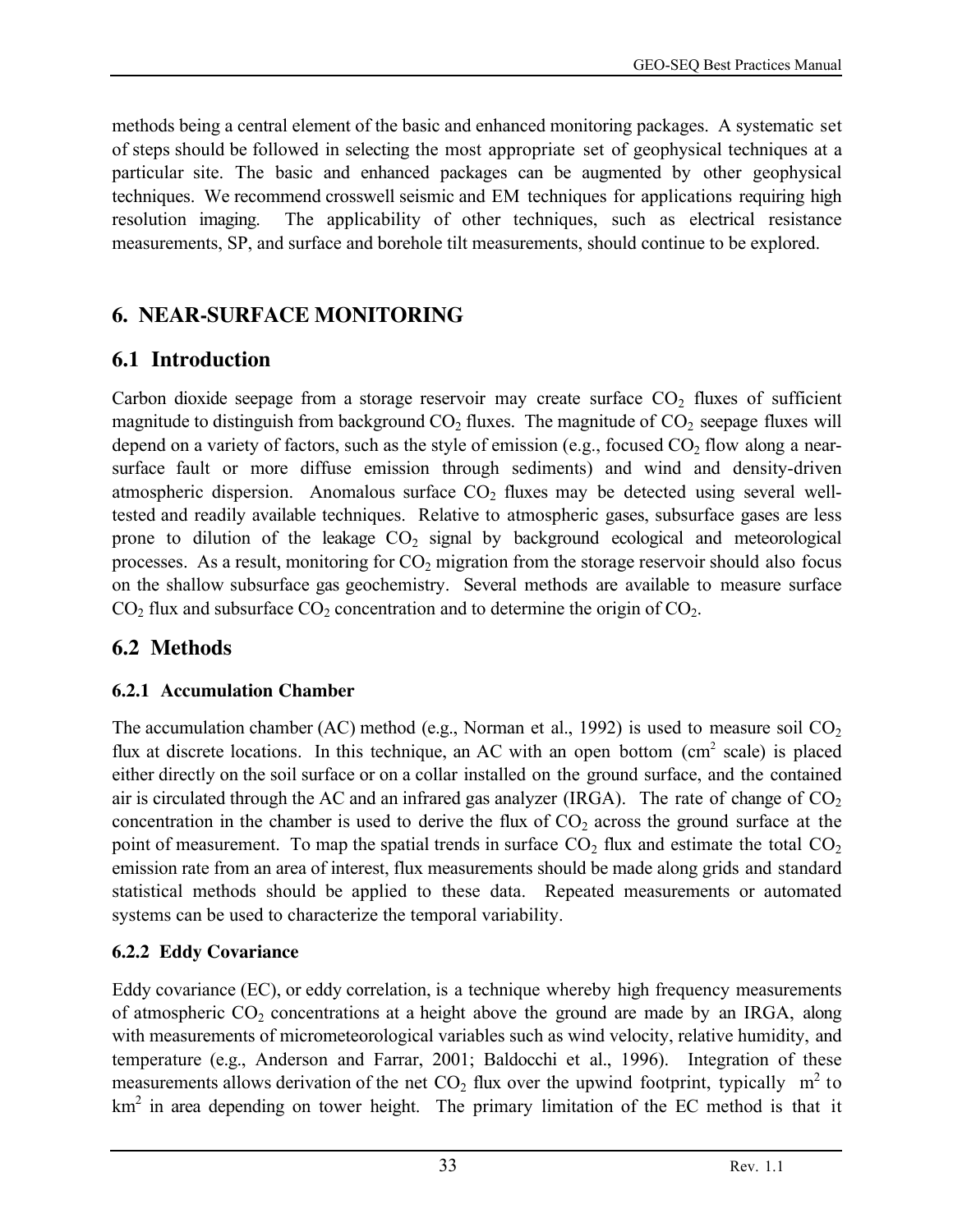methods being a central element of the basic and enhanced monitoring packages. A systematic set of steps should be followed in selecting the most appropriate set of geophysical techniques at a particular site. The basic and enhanced packages can be augmented by other geophysical techniques. We recommend crosswell seismic and EM techniques for applications requiring high resolution imaging. The applicability of other techniques, such as electrical resistance measurements, SP, and surface and borehole tilt measurements, should continue to be explored.

# 6. NEAR-SURFACE MONITORING

## 6.1 Introduction

Carbon dioxide seepage from a storage reservoir may create surface $CO_2$ fluxes of sufficient magnitude to distinguish from background $CO_2$ fluxes. The magnitude of $CO_2$ seepage fluxes will depend on a variety of factors, such as the style of emission (e.g., focused $CO_2$ flow along a near-surface fault or more diffuse emission through sediments) and wind and density-driven atmospheric dispersion. Anomalous surface $CO_2$ fluxes may be detected using several well-tested and readily available techniques. Relative to atmospheric gases, subsurface gases are less prone to dilution of the leakage $CO_2$ signal by background ecological and meteorological processes. As a result, monitoring for $CO_2$ migration from the storage reservoir should also focus on the shallow subsurface gas geochemistry. Several methods are available to measure surface $CO_2$ flux and subsurface $CO_2$ concentration and to determine the origin of $CO_2$.

## 6.2 Methods

### 6.2.1 Accumulation Chamber

The accumulation chamber (AC) method (e.g., Norman et al., 1992) is used to measure soil $CO_2$ flux at discrete locations. In this technique, an AC with an open bottom ($cm^2$ scale) is placed either directly on the soil surface or on a collar installed on the ground surface, and the contained air is circulated through the AC and an infrared gas analyzer (IRGA). The rate of change of $CO_2$ concentration in the chamber is used to derive the flux of $CO_2$ across the ground surface at the point of measurement. To map the spatial trends in surface $CO_2$ flux and estimate the total $CO_2$ emission rate from an area of interest, flux measurements should be made along grids and standard statistical methods should be applied to these data. Repeated measurements or automated systems can be used to characterize the temporal variability.

### 6.2.2 Eddy Covariance

Eddy covariance (EC), or eddy correlation, is a technique whereby high frequency measurements of atmospheric $CO_2$ concentrations at a height above the ground are made by an IRGA, along with measurements of micrometeorological variables such as wind velocity, relative humidity, and temperature (e.g., Anderson and Farrar, 2001; Baldocchi et al., 1996). Integration of these measurements allows derivation of the net $CO_2$ flux over the upwind footprint, typically $m^2$ to $km^2$ in area depending on tower height. The primary limitation of the EC method is that it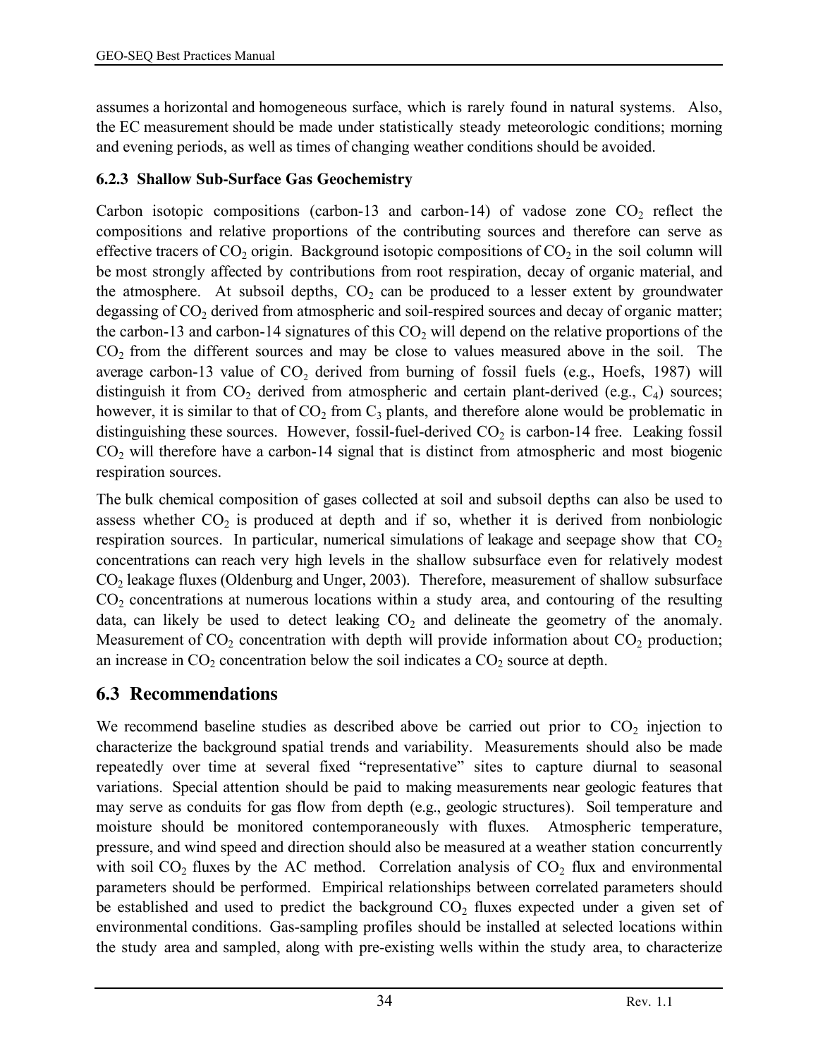assumes a horizontal and homogeneous surface, which is rarely found in natural systems. Also, the EC measurement should be made under statistically steady meteorologic conditions; morning and evening periods, as well as times of changing weather conditions should be avoided.

### 6.2.3 Shallow Sub-Surface Gas Geochemistry

Carbon isotopic compositions (carbon-13 and carbon-14) of vadose zone $CO_2$ reflect the compositions and relative proportions of the contributing sources and therefore can serve as effective tracers of $CO_2$ origin. Background isotopic compositions of $CO_2$ in the soil column will be most strongly affected by contributions from root respiration, decay of organic material, and the atmosphere. At subsoil depths, $CO_2$ can be produced to a lesser extent by groundwater degassing of $CO_2$ derived from atmospheric and soil-respired sources and decay of organic matter; the carbon-13 and carbon-14 signatures of this $CO_2$ will depend on the relative proportions of the $CO_2$ from the different sources and may be close to values measured above in the soil. The average carbon-13 value of $CO_2$ derived from burning of fossil fuels (e.g., Hoefs, 1987) will distinguish it from $CO_2$ derived from atmospheric and certain plant-derived (e.g., $C_4$) sources; however, it is similar to that of $CO_2$ from $C_3$ plants, and therefore alone would be problematic in distinguishing these sources. However, fossil-fuel-derived $CO_2$ is carbon-14 free. Leaking fossil $CO_2$ will therefore have a carbon-14 signal that is distinct from atmospheric and most biogenic respiration sources.

The bulk chemical composition of gases collected at soil and subsoil depths can also be used to assess whether $CO_2$ is produced at depth and if so, whether it is derived from nonbiologic respiration sources. In particular, numerical simulations of leakage and seepage show that $CO_2$ concentrations can reach very high levels in the shallow subsurface even for relatively modest $CO_2$ leakage fluxes (Oldenburg and Unger, 2003). Therefore, measurement of shallow subsurface $CO_2$ concentrations at numerous locations within a study area, and contouring of the resulting data, can likely be used to detect leaking $CO_2$ and delineate the geometry of the anomaly. Measurement of $CO_2$ concentration with depth will provide information about $CO_2$ production; an increase in $CO_2$ concentration below the soil indicates a $CO_2$ source at depth.

## 6.3 Recommendations

We recommend baseline studies as described above be carried out prior to $CO_2$ injection to characterize the background spatial trends and variability. Measurements should also be made repeatedly over time at several fixed "representative" sites to capture diurnal to seasonal variations. Special attention should be paid to making measurements near geologic features that may serve as conduits for gas flow from depth (e.g., geologic structures). Soil temperature and moisture should be monitored contemporaneously with fluxes. Atmospheric temperature, pressure, and wind speed and direction should also be measured at a weather station concurrently with soil $CO_2$ fluxes by the AC method. Correlation analysis of $CO_2$ flux and environmental parameters should be performed. Empirical relationships between correlated parameters should be established and used to predict the background $CO_2$ fluxes expected under a given set of environmental conditions. Gas-sampling profiles should be installed at selected locations within the study area and sampled, along with pre-existing wells within the study area, to characterize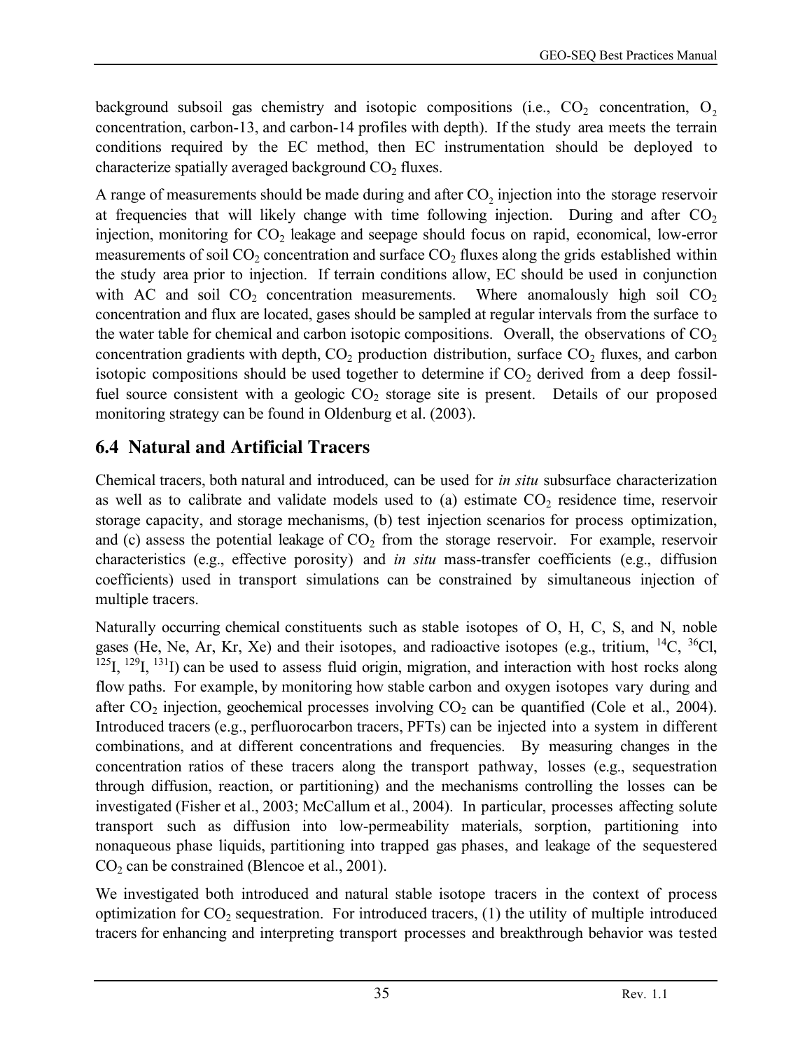background subsoil gas chemistry and isotopic compositions (i.e., $CO_2$ concentration, $O_2$ concentration, carbon-13, and carbon-14 profiles with depth). If the study area meets the terrain conditions required by the EC method, then EC instrumentation should be deployed to characterize spatially averaged background $CO_2$ fluxes.

A range of measurements should be made during and after $CO_2$ injection into the storage reservoir at frequencies that will likely change with time following injection. During and after $CO_2$ injection, monitoring for $CO_2$ leakage and seepage should focus on rapid, economical, low-error measurements of soil $CO_2$ concentration and surface $CO_2$ fluxes along the grids established within the study area prior to injection. If terrain conditions allow, EC should be used in conjunction with AC and soil $CO_2$ concentration measurements. Where anomalously high soil $CO_2$ concentration and flux are located, gases should be sampled at regular intervals from the surface to the water table for chemical and carbon isotopic compositions. Overall, the observations of $CO_2$ concentration gradients with depth, $CO_2$ production distribution, surface $CO_2$ fluxes, and carbon isotopic compositions should be used together to determine if $CO_2$ derived from a deep fossil-fuel source consistent with a geologic $CO_2$ storage site is present. Details of our proposed monitoring strategy can be found in Oldenburg et al. (2003).

## 6.4 Natural and Artificial Tracers

Chemical tracers, both natural and introduced, can be used for *in situ* subsurface characterization as well as to calibrate and validate models used to (a) estimate $CO_2$ residence time, reservoir storage capacity, and storage mechanisms, (b) test injection scenarios for process optimization, and (c) assess the potential leakage of $CO_2$ from the storage reservoir. For example, reservoir characteristics (e.g., effective porosity) and *in situ* mass-transfer coefficients (e.g., diffusion coefficients) used in transport simulations can be constrained by simultaneous injection of multiple tracers.

Naturally occurring chemical constituents such as stable isotopes of O, H, C, S, and N, noble gases (He, Ne, Ar, Kr, Xe) and their isotopes, and radioactive isotopes (e.g., tritium, $^{14}C$, $^{36}Cl$, $^{125}I$, $^{129}I$, $^{131}I$) can be used to assess fluid origin, migration, and interaction with host rocks along flow paths. For example, by monitoring how stable carbon and oxygen isotopes vary during and after $CO_2$ injection, geochemical processes involving $CO_2$ can be quantified (Cole et al., 2004). Introduced tracers (e.g., perfluorocarbon tracers, PFTs) can be injected into a system in different combinations, and at different concentrations and frequencies. By measuring changes in the concentration ratios of these tracers along the transport pathway, losses (e.g., sequestration through diffusion, reaction, or partitioning) and the mechanisms controlling the losses can be investigated (Fisher et al., 2003; McCallum et al., 2004). In particular, processes affecting solute transport such as diffusion into low-permeability materials, sorption, partitioning into nonaqueous phase liquids, partitioning into trapped gas phases, and leakage of the sequestered $CO_2$ can be constrained (Blencoe et al., 2001).

We investigated both introduced and natural stable isotope tracers in the context of process optimization for $CO_2$ sequestration. For introduced tracers, (1) the utility of multiple introduced tracers for enhancing and interpreting transport processes and breakthrough behavior was tested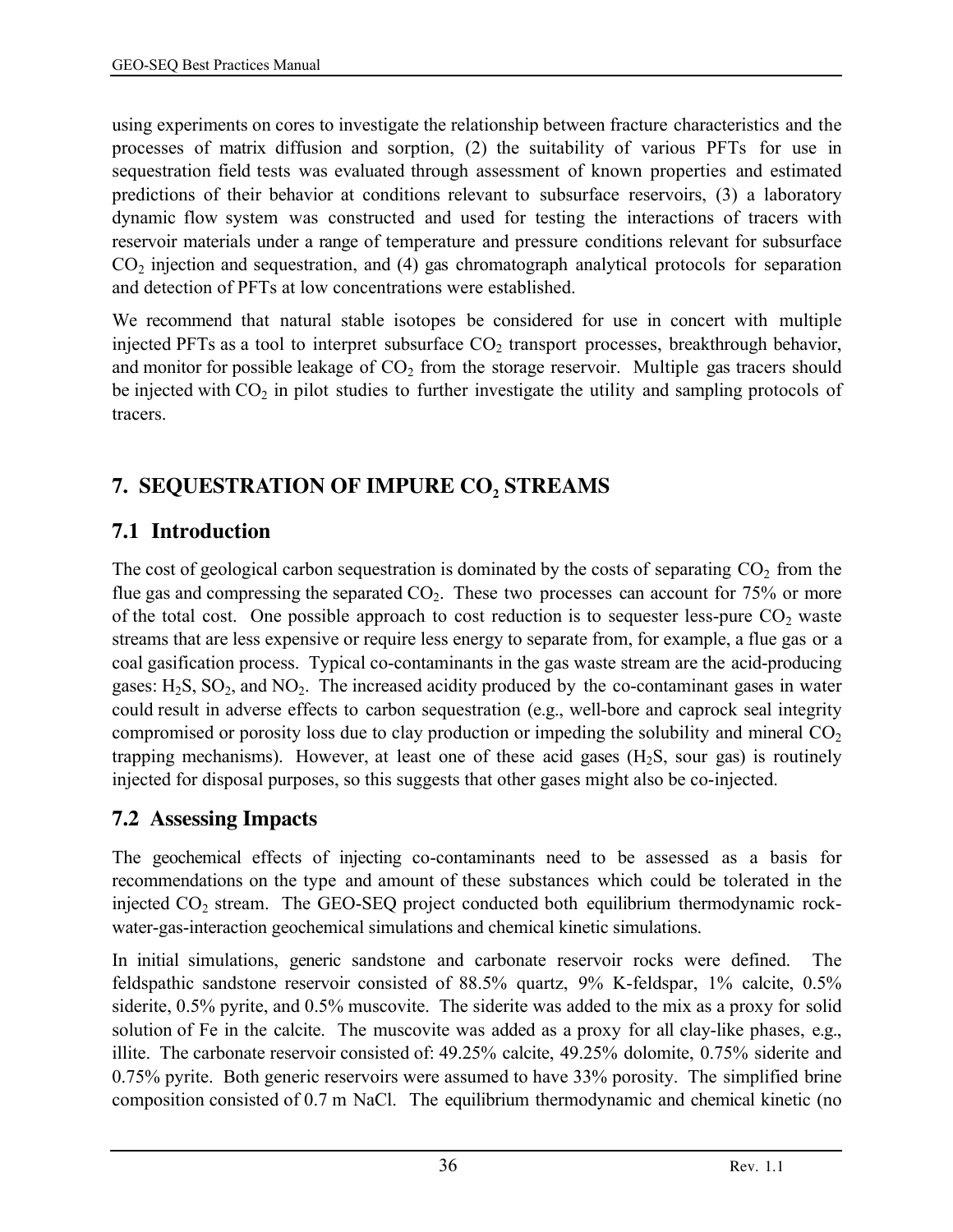using experiments on cores to investigate the relationship between fracture characteristics and the processes of matrix diffusion and sorption, (2) the suitability of various PFTs for use in sequestration field tests was evaluated through assessment of known properties and estimated predictions of their behavior at conditions relevant to subsurface reservoirs, (3) a laboratory dynamic flow system was constructed and used for testing the interactions of tracers with reservoir materials under a range of temperature and pressure conditions relevant for subsurface $CO_2$ injection and sequestration, and (4) gas chromatograph analytical protocols for separation and detection of PFTs at low concentrations were established.

We recommend that natural stable isotopes be considered for use in concert with multiple injected PFTs as a tool to interpret subsurface $CO_2$ transport processes, breakthrough behavior, and monitor for possible leakage of $CO_2$ from the storage reservoir. Multiple gas tracers should be injected with $CO_2$ in pilot studies to further investigate the utility and sampling protocols of tracers.

# 7. SEQUESTRATION OF IMPURE $CO_2$ STREAMS

## 7.1 Introduction

The cost of geological carbon sequestration is dominated by the costs of separating $CO_2$ from the flue gas and compressing the separated $CO_2$. These two processes can account for 75% or more of the total cost. One possible approach to cost reduction is to sequester less-pure $CO_2$ waste streams that are less expensive or require less energy to separate from, for example, a flue gas or a coal gasification process. Typical co-contaminants in the gas waste stream are the acid-producing gases: $H_2S$, $SO_2$, and $NO_2$. The increased acidity produced by the co-contaminant gases in water could result in adverse effects to carbon sequestration (e.g., well-bore and caprock seal integrity compromised or porosity loss due to clay production or impeding the solubility and mineral $CO_2$ trapping mechanisms). However, at least one of these acid gases ($H_2S$, sour gas) is routinely injected for disposal purposes, so this suggests that other gases might also be co-injected.

## 7.2 Assessing Impacts

The geochemical effects of injecting co-contaminants need to be assessed as a basis for recommendations on the type and amount of these substances which could be tolerated in the injected $CO_2$ stream. The GEO-SEQ project conducted both equilibrium thermodynamic rock-water-gas-interaction geochemical simulations and chemical kinetic simulations.

In initial simulations, generic sandstone and carbonate reservoir rocks were defined. The feldspathic sandstone reservoir consisted of 88.5% quartz, 9% K-feldspar, 1% calcite, 0.5% siderite, 0.5% pyrite, and 0.5% muscovite. The siderite was added to the mix as a proxy for solid solution of Fe in the calcite. The muscovite was added as a proxy for all clay-like phases, e.g., illite. The carbonate reservoir consisted of: 49.25% calcite, 49.25% dolomite, 0.75% siderite and 0.75% pyrite. Both generic reservoirs were assumed to have 33% porosity. The simplified brine composition consisted of 0.7 m NaCl. The equilibrium thermodynamic and chemical kinetic (no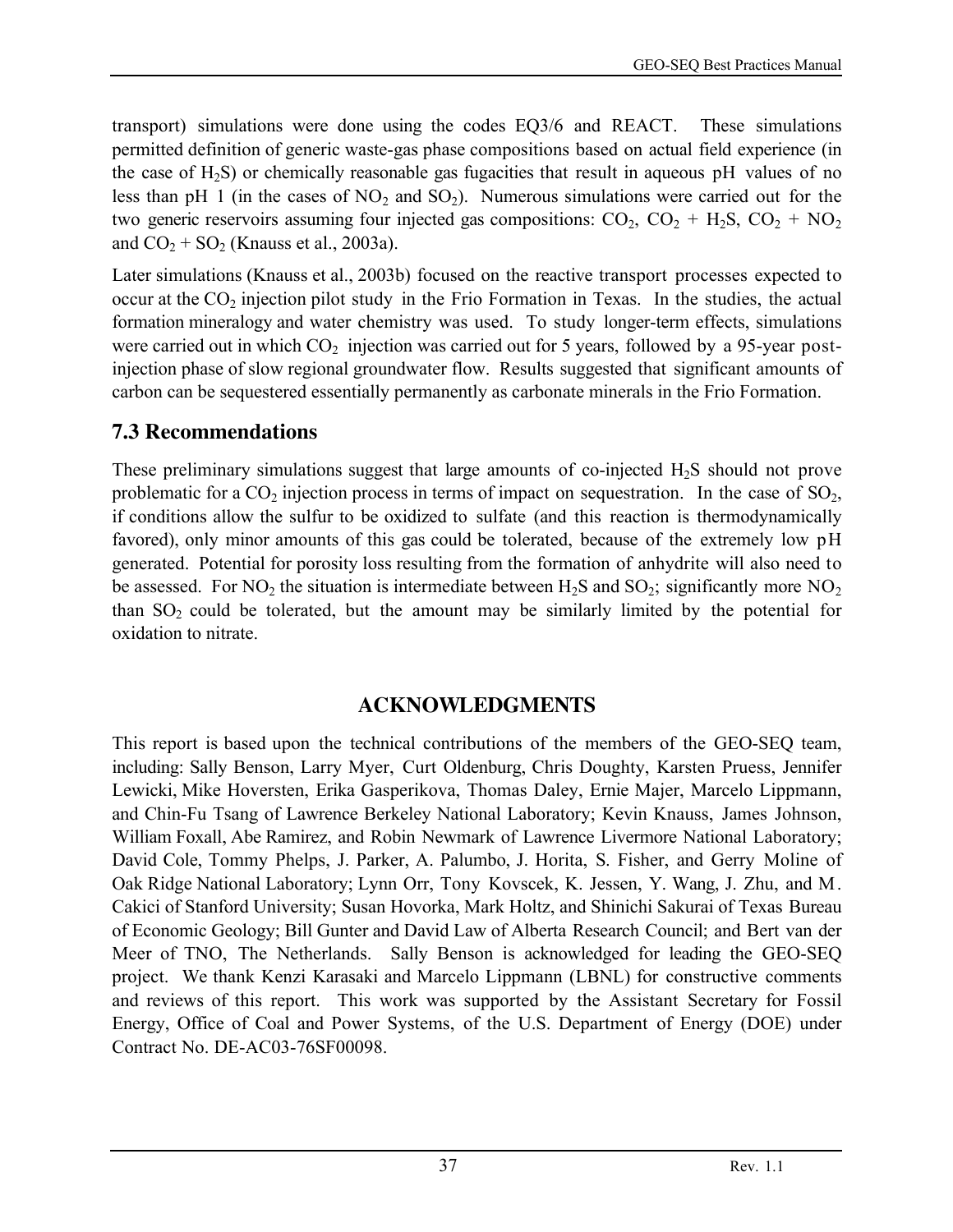transport) simulations were done using the codes EQ3/6 and REACT. These simulations permitted definition of generic waste-gas phase compositions based on actual field experience (in the case of $H_2S$) or chemically reasonable gas fugacities that result in aqueous pH values of no less than pH 1 (in the cases of $NO_2$ and $SO_2$). Numerous simulations were carried out for the two generic reservoirs assuming four injected gas compositions: $CO_2$, $CO_2$ + $H_2S$, $CO_2$ + $NO_2$ and $CO_2$ + $SO_2$ (Knauss et al., 2003a).

Later simulations (Knauss et al., 2003b) focused on the reactive transport processes expected to occur at the $CO_2$ injection pilot study in the Frio Formation in Texas. In the studies, the actual formation mineralogy and water chemistry was used. To study longer-term effects, simulations were carried out in which $CO_2$ injection was carried out for 5 years, followed by a 95-year post-injection phase of slow regional groundwater flow. Results suggested that significant amounts of carbon can be sequestered essentially permanently as carbonate minerals in the Frio Formation.

## 7.3 Recommendations

These preliminary simulations suggest that large amounts of co-injected $H_2S$ should not prove problematic for a $CO_2$ injection process in terms of impact on sequestration. In the case of $SO_2$, if conditions allow the sulfur to be oxidized to sulfate (and this reaction is thermodynamically favored), only minor amounts of this gas could be tolerated, because of the extremely low pH generated. Potential for porosity loss resulting from the formation of anhydrite will also need to be assessed. For $NO_2$ the situation is intermediate between $H_2S$ and $SO_2$; significantly more $NO_2$ than $SO_2$ could be tolerated, but the amount may be similarly limited by the potential for oxidation to nitrate.

# ACKNOWLEDGMENTS

This report is based upon the technical contributions of the members of the GEO-SEQ team, including: Sally Benson, Larry Myer, Curt Oldenburg, Chris Doughty, Karsten Pruess, Jennifer Lewicki, Mike Hoversten, Erika Gasperikova, Thomas Daley, Ernie Majer, Marcelo Lippmann, and Chin-Fu Tsang of Lawrence Berkeley National Laboratory; Kevin Knauss, James Johnson, William Foxall, Abe Ramirez, and Robin Newmark of Lawrence Livermore National Laboratory; David Cole, Tommy Phelps, J. Parker, A. Palumbo, J. Horita, S. Fisher, and Gerry Moline of Oak Ridge National Laboratory; Lynn Orr, Tony Kovscek, K. Jessen, Y. Wang, J. Zhu, and M. Cakici of Stanford University; Susan Hovorka, Mark Holtz, and Shinichi Sakurai of Texas Bureau of Economic Geology; Bill Gunter and David Law of Alberta Research Council; and Bert van der Meer of TNO, The Netherlands. Sally Benson is acknowledged for leading the GEO-SEQ project. We thank Kenzi Karasaki and Marcelo Lippmann (LBNL) for constructive comments and reviews of this report. This work was supported by the Assistant Secretary for Fossil Energy, Office of Coal and Power Systems, of the U.S. Department of Energy (DOE) under Contract No. DE-AC03-76SF00098.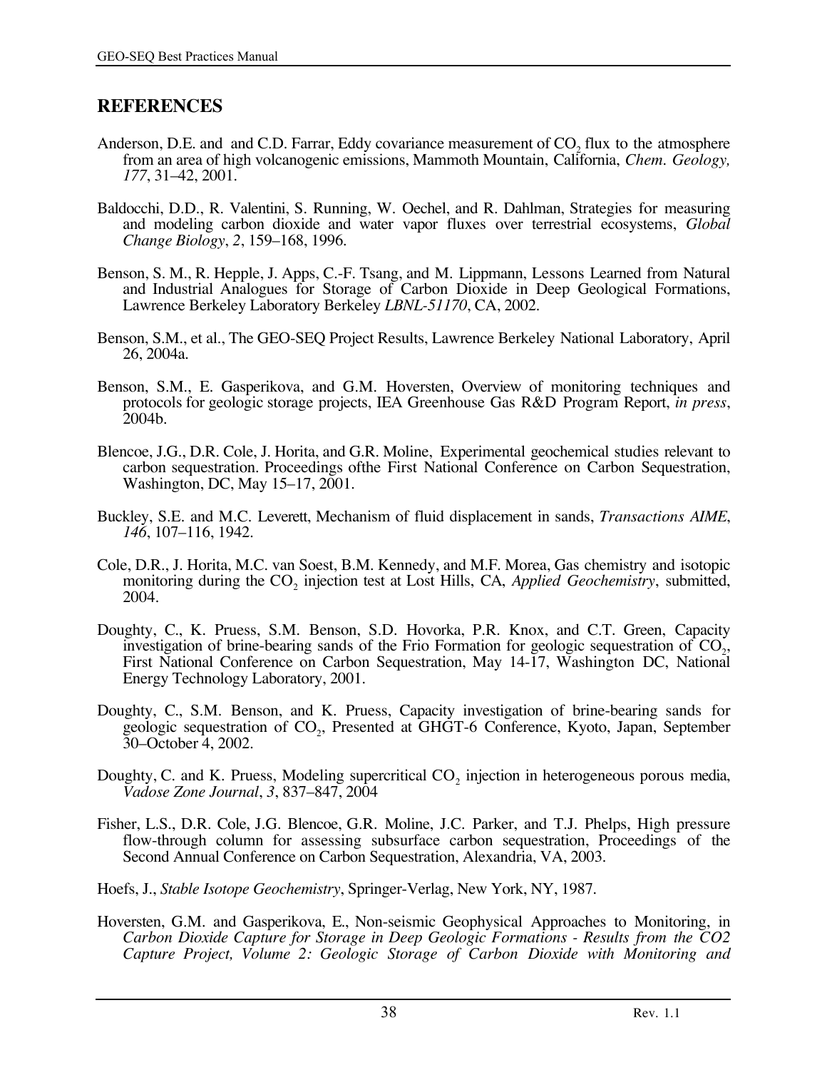## REFERENCES

Anderson, D.E. and and C.D. Farrar, Eddy covariance measurement of $CO_2$ flux to the atmosphere from an area of high volcanogenic emissions, Mammoth Mountain, California, *Chem. Geology, 177*, 31–42, 2001.

Baldocchi, D.D., R. Valentini, S. Running, W. Oechel, and R. Dahlman, Strategies for measuring and modeling carbon dioxide and water vapor fluxes over terrestrial ecosystems, *Global Change Biology*, *2*, 159–168, 1996.

Benson, S. M., R. Hepple, J. Apps, C.-F. Tsang, and M. Lippmann, Lessons Learned from Natural and Industrial Analogues for Storage of Carbon Dioxide in Deep Geological Formations, Lawrence Berkeley Laboratory Berkeley *LBNL-51170*, CA, 2002.

Benson, S.M., et al., The GEO-SEQ Project Results, Lawrence Berkeley National Laboratory, April 26, 2004a.

Benson, S.M., E. Gasperikova, and G.M. Hoversten, Overview of monitoring techniques and protocols for geologic storage projects, IEA Greenhouse Gas R&D Program Report, *in press*, 2004b.

Blencoe, J.G., D.R. Cole, J. Horita, and G.R. Moline, Experimental geochemical studies relevant to carbon sequestration. Proceedings ofthe First National Conference on Carbon Sequestration, Washington, DC, May 15–17, 2001.

Buckley, S.E. and M.C. Leverett, Mechanism of fluid displacement in sands, *Transactions AIME*, *146*, 107–116, 1942.

Cole, D.R., J. Horita, M.C. van Soest, B.M. Kennedy, and M.F. Morea, Gas chemistry and isotopic monitoring during the $CO_2$ injection test at Lost Hills, CA, *Applied Geochemistry*, submitted, 2004.

Doughty, C., K. Pruess, S.M. Benson, S.D. Hovorka, P.R. Knox, and C.T. Green, Capacity investigation of brine-bearing sands of the Frio Formation for geologic sequestration of $CO_2$, First National Conference on Carbon Sequestration, May 14-17, Washington DC, National Energy Technology Laboratory, 2001.

Doughty, C., S.M. Benson, and K. Pruess, Capacity investigation of brine-bearing sands for geologic sequestration of $CO_2$, Presented at GHGT-6 Conference, Kyoto, Japan, September 30–October 4, 2002.

Doughty, C. and K. Pruess, Modeling supercritical $CO_2$ injection in heterogeneous porous media, *Vadose Zone Journal*, *3*, 837–847, 2004

Fisher, L.S., D.R. Cole, J.G. Blencoe, G.R. Moline, J.C. Parker, and T.J. Phelps, High pressure flow-through column for assessing subsurface carbon sequestration, Proceedings of the Second Annual Conference on Carbon Sequestration, Alexandria, VA, 2003.

Hoefs, J., *Stable Isotope Geochemistry*, Springer-Verlag, New York, NY, 1987.

Hoversten, G.M. and Gasperikova, E., Non-seismic Geophysical Approaches to Monitoring, in *Carbon Dioxide Capture for Storage in Deep Geologic Formations - Results from the CO2 Capture Project, Volume 2: Geologic Storage of Carbon Dioxide with Monitoring and*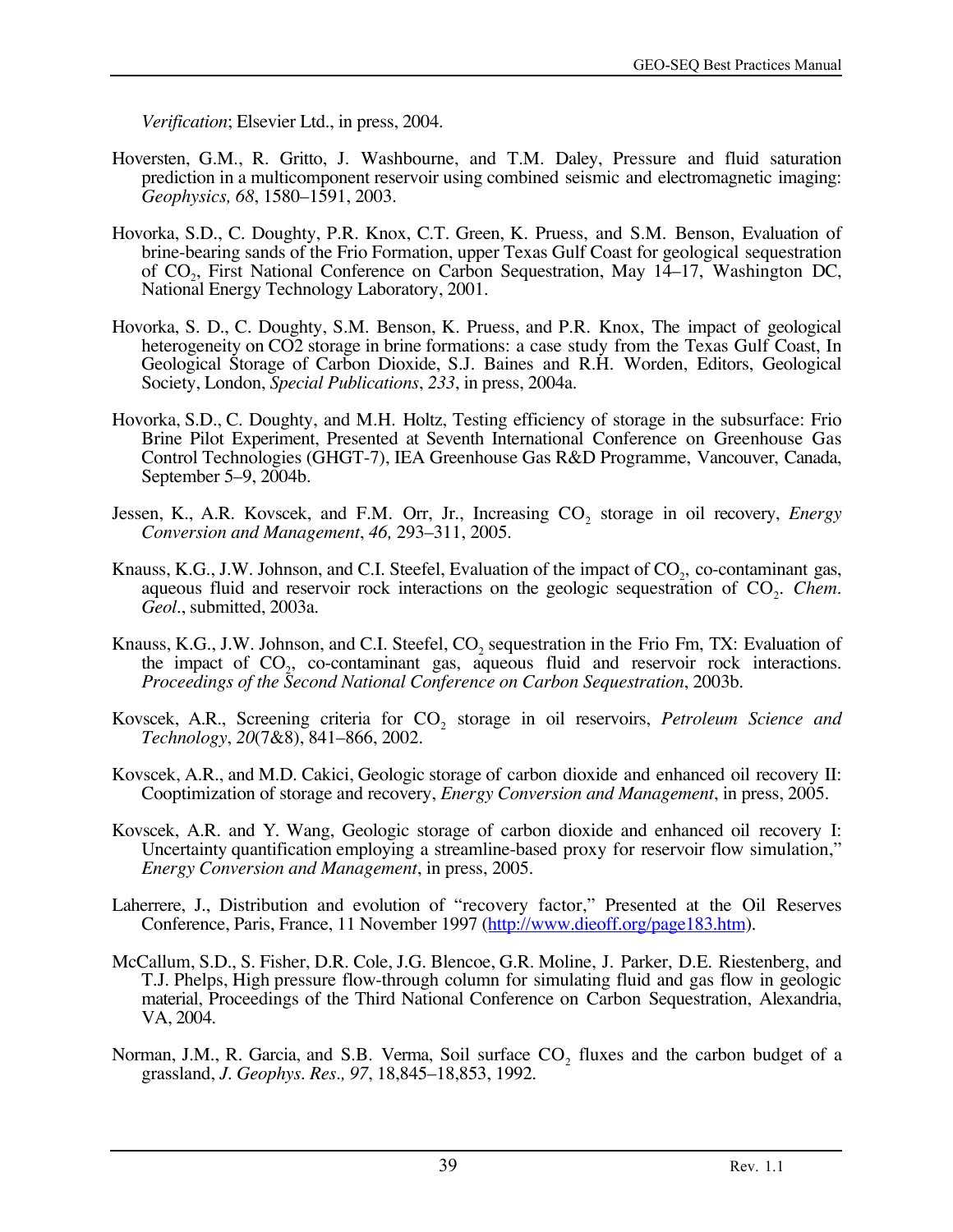*Verification*; Elsevier Ltd., in press, 2004.

Hoversten, G.M., R. Gritto, J. Washbourne, and T.M. Daley, Pressure and fluid saturation prediction in a multicomponent reservoir using combined seismic and electromagnetic imaging: *Geophysics, 68*, 1580–1591, 2003.

Hovorka, S.D., C. Doughty, P.R. Knox, C.T. Green, K. Pruess, and S.M. Benson, Evaluation of brine-bearing sands of the Frio Formation, upper Texas Gulf Coast for geological sequestration of $CO_2$, First National Conference on Carbon Sequestration, May 14–17, Washington DC, National Energy Technology Laboratory, 2001.

Hovorka, S. D., C. Doughty, S.M. Benson, K. Pruess, and P.R. Knox, The impact of geological heterogeneity on CO2 storage in brine formations: a case study from the Texas Gulf Coast, In Geological Storage of Carbon Dioxide, S.J. Baines and R.H. Worden, Editors, Geological Society, London, *Special Publications*, *233*, in press, 2004a.

Hovorka, S.D., C. Doughty, and M.H. Holtz, Testing efficiency of storage in the subsurface: Frio Brine Pilot Experiment, Presented at Seventh International Conference on Greenhouse Gas Control Technologies (GHGT-7), IEA Greenhouse Gas R&D Programme, Vancouver, Canada, September 5–9, 2004b.

Jessen, K., A.R. Kovscek, and F.M. Orr, Jr., Increasing $CO_2$ storage in oil recovery, *Energy Conversion and Management*, *46,* 293–311, 2005.

Knauss, K.G., J.W. Johnson, and C.I. Steefel, Evaluation of the impact of $CO_2$, co-contaminant gas, aqueous fluid and reservoir rock interactions on the geologic sequestration of $CO_2$. *Chem. Geol*., submitted, 2003a.

Knauss, K.G., J.W. Johnson, and C.I. Steefel, $CO_2$ sequestration in the Frio Fm, TX: Evaluation of the impact of $CO_2$, co-contaminant gas, aqueous fluid and reservoir rock interactions. *Proceedings of the Second National Conference on Carbon Sequestration*, 2003b.

Kovscek, A.R., Screening criteria for $CO_2$ storage in oil reservoirs, *Petroleum Science and Technology*, *20*(7&8), 841–866, 2002.

Kovscek, A.R., and M.D. Cakici, Geologic storage of carbon dioxide and enhanced oil recovery II: Cooptimization of storage and recovery, *Energy Conversion and Management*, in press, 2005.

Kovscek, A.R. and Y. Wang, Geologic storage of carbon dioxide and enhanced oil recovery I: Uncertainty quantification employing a streamline-based proxy for reservoir flow simulation," *Energy Conversion and Management*, in press, 2005.

Laherrere, J., Distribution and evolution of "recovery factor," Presented at the Oil Reserves Conference, Paris, France, 11 November 1997 (http://www.dieoff.org/page183.htm).

McCallum, S.D., S. Fisher, D.R. Cole, J.G. Blencoe, G.R. Moline, J. Parker, D.E. Riestenberg, and T.J. Phelps, High pressure flow-through column for simulating fluid and gas flow in geologic material, Proceedings of the Third National Conference on Carbon Sequestration, Alexandria, VA, 2004.

Norman, J.M., R. Garcia, and S.B. Verma, Soil surface $CO_2$ fluxes and the carbon budget of a grassland, *J. Geophys. Res., 97*, 18,845–18,853, 1992.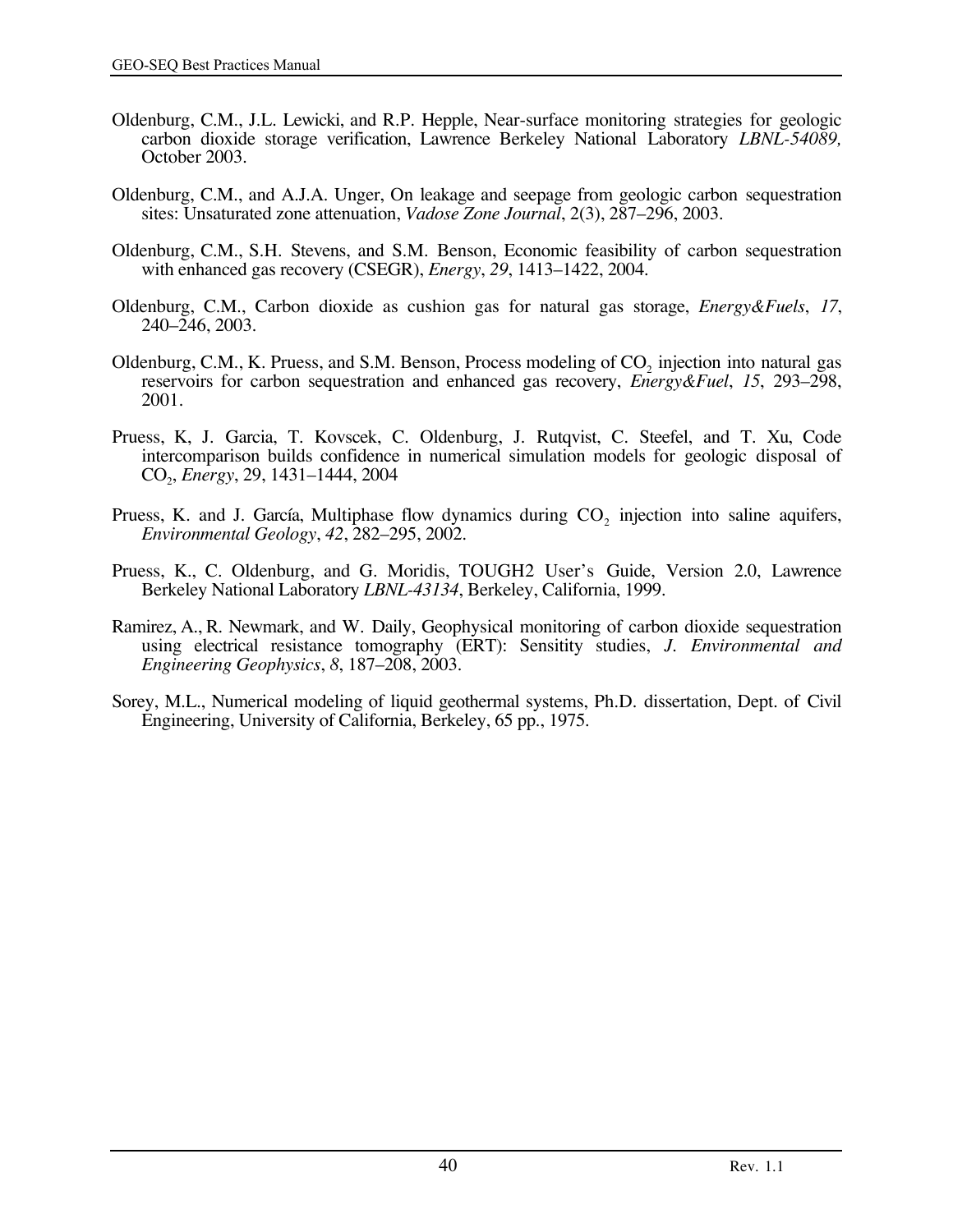Oldenburg, C.M., J.L. Lewicki, and R.P. Hepple, Near-surface monitoring strategies for geologic carbon dioxide storage verification, Lawrence Berkeley National Laboratory *LBNL-54089,* October 2003.

Oldenburg, C.M., and A.J.A. Unger, On leakage and seepage from geologic carbon sequestration sites: Unsaturated zone attenuation, *Vadose Zone Journal*, 2(3), 287–296, 2003.

Oldenburg, C.M., S.H. Stevens, and S.M. Benson, Economic feasibility of carbon sequestration with enhanced gas recovery (CSEGR), *Energy*, *29*, 1413–1422, 2004.

Oldenburg, C.M., Carbon dioxide as cushion gas for natural gas storage, *Energy&Fuels*, *17*, 240–246, 2003.

Oldenburg, C.M., K. Pruess, and S.M. Benson, Process modeling of $CO_2$ injection into natural gas reservoirs for carbon sequestration and enhanced gas recovery, *Energy&Fuel*, *15*, 293–298, 2001.

Pruess, K, J. Garcia, T. Kovscek, C. Oldenburg, J. Rutqvist, C. Steefel, and T. Xu, Code intercomparison builds confidence in numerical simulation models for geologic disposal of $CO_2$, *Energy*, 29, 1431–1444, 2004

Pruess, K. and J. García, Multiphase flow dynamics during $CO_2$ injection into saline aquifers, *Environmental Geology*, *42*, 282–295, 2002.

Pruess, K., C. Oldenburg, and G. Moridis, TOUGH2 User's Guide, Version 2.0, Lawrence Berkeley National Laboratory *LBNL-43134*, Berkeley, California, 1999.

Ramirez, A., R. Newmark, and W. Daily, Geophysical monitoring of carbon dioxide sequestration using electrical resistance tomography (ERT): Sensitity studies, *J. Environmental and Engineering Geophysics*, *8*, 187–208, 2003.

Sorey, M.L., Numerical modeling of liquid geothermal systems, Ph.D. dissertation, Dept. of Civil Engineering, University of California, Berkeley, 65 pp., 1975.